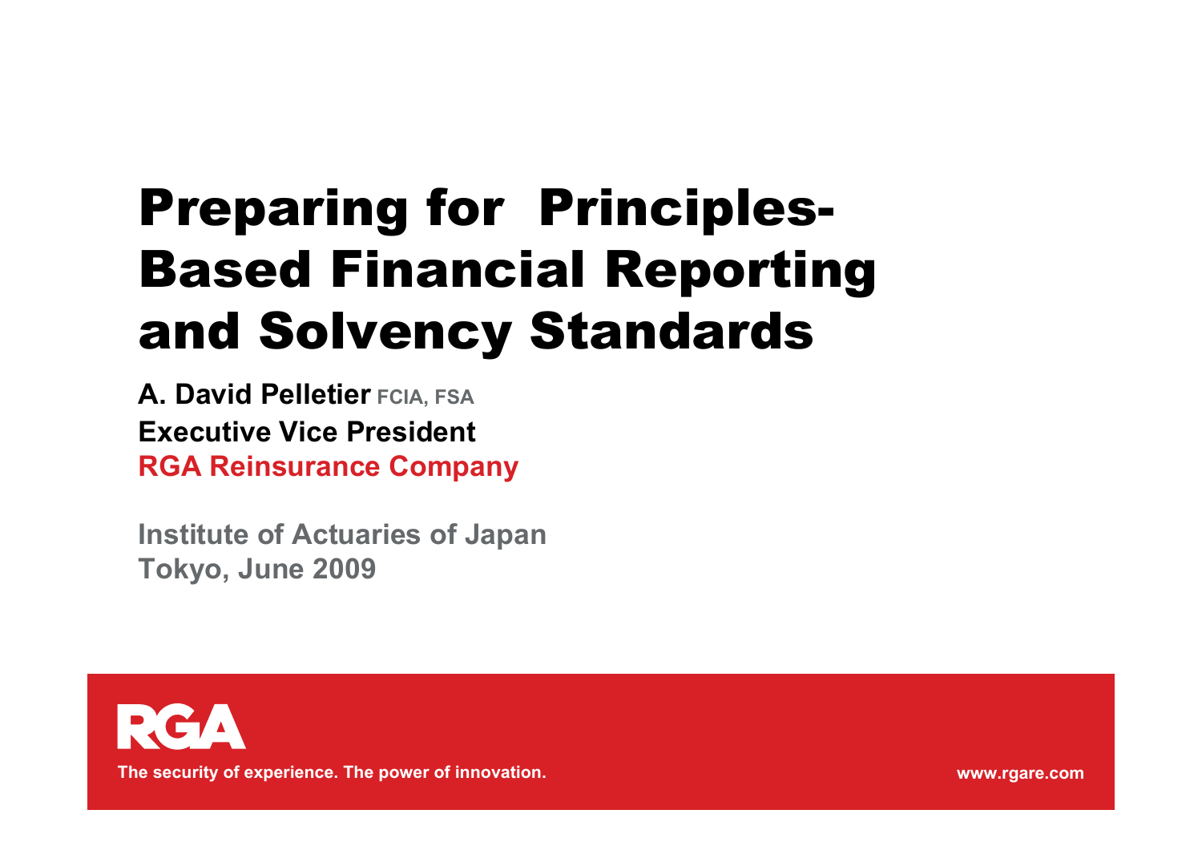# Preparing for Principles-Based Financial Reporting and Solvency Standards

**A. David Pelletier** FCIA, FSA
**Executive Vice President**
**RGA Reinsurance Company**

**Institute of Actuaries of Japan**
**Tokyo, June 2009**

RGA

The security of experience. The power of innovation.

www.rgare.com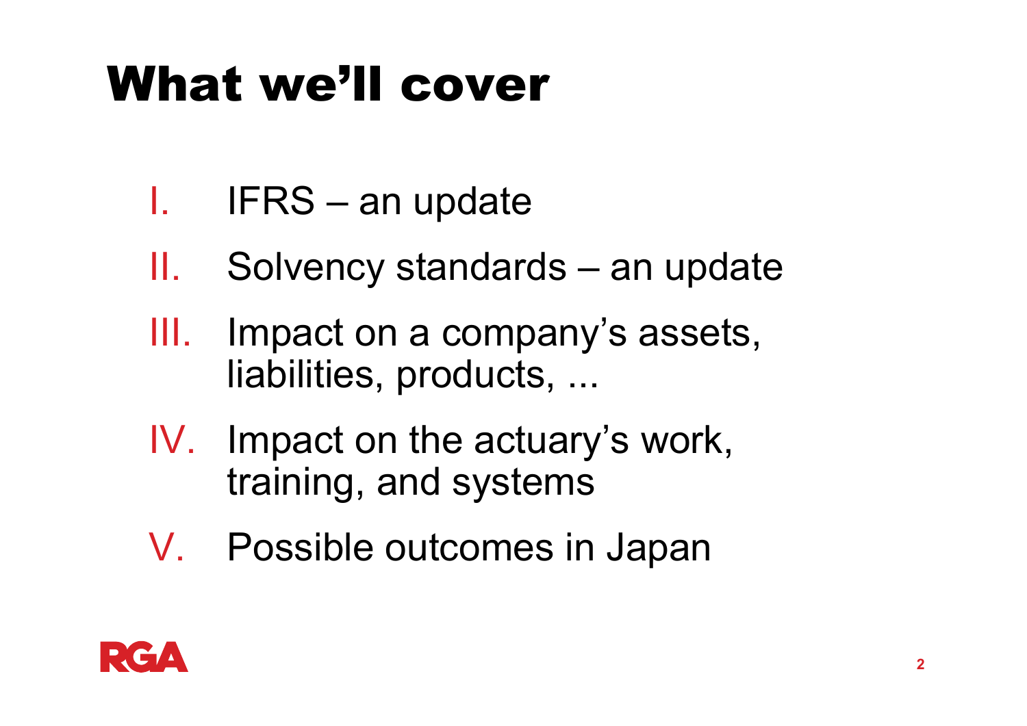# What we'll cover

I. IFRS – an update

II. Solvency standards – an update

III. Impact on a company's assets, liabilities, products, ...

IV. Impact on the actuary's work, training, and systems

V. Possible outcomes in Japan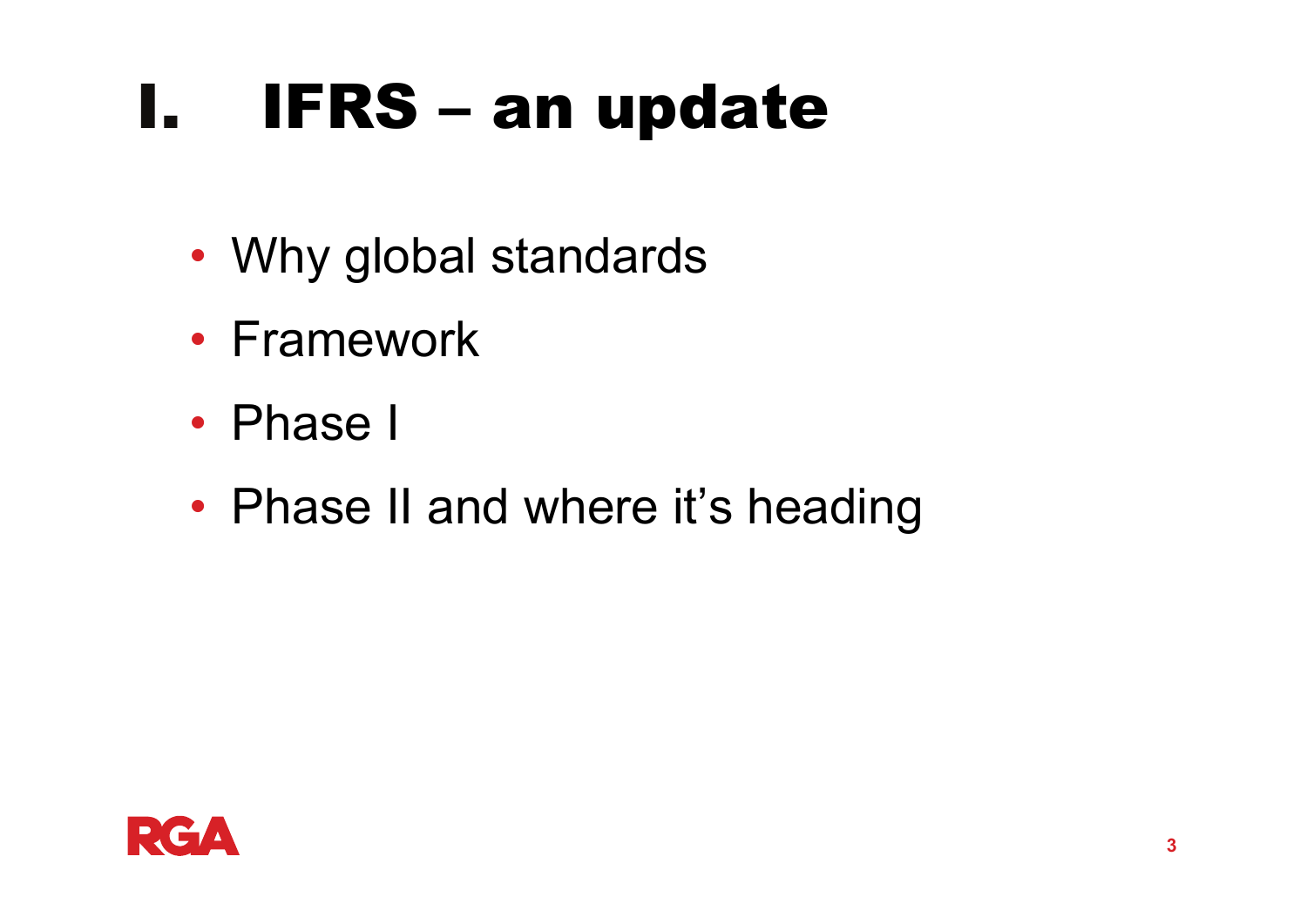# I. IFRS – an update

- Why global standards
- Framework
- Phase I
- Phase II and where it's heading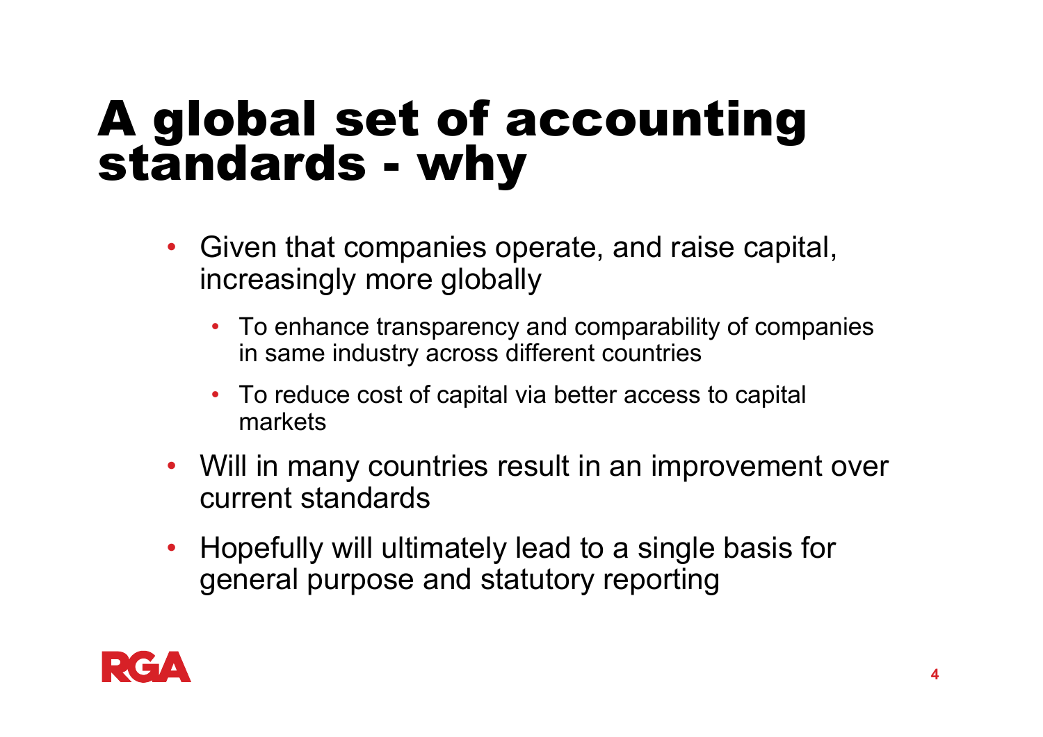# A global set of accounting standards - why

- Given that companies operate, and raise capital, increasingly more globally
  - To enhance transparency and comparability of companies in same industry across different countries
  - To reduce cost of capital via better access to capital markets
- Will in many countries result in an improvement over current standards
- Hopefully will ultimately lead to a single basis for general purpose and statutory reporting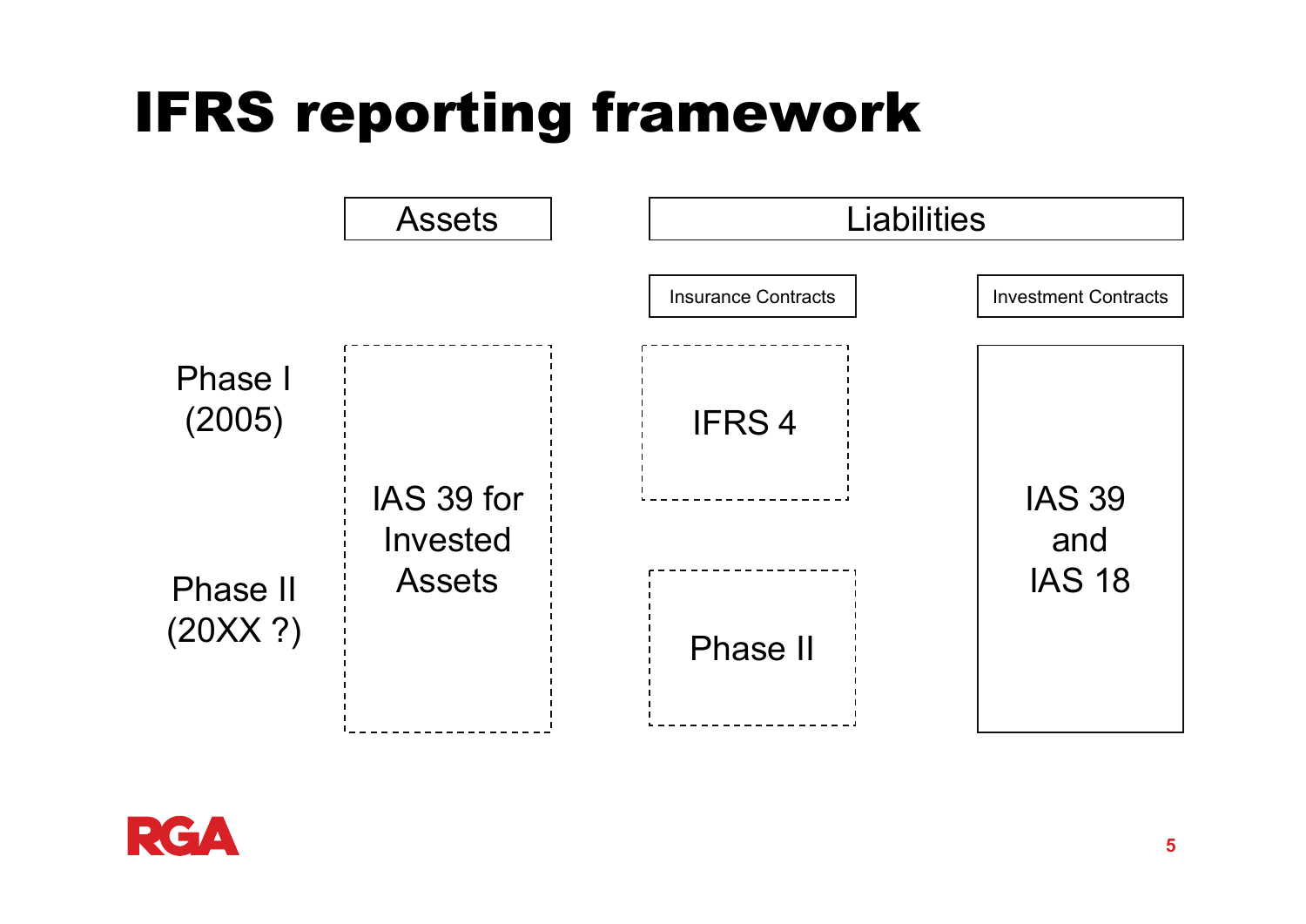# IFRS reporting framework

| | Assets | Liabilities – Insurance Contracts | Liabilities – Investment Contracts |
|---|---|---|---|
| Phase I (2005) | IAS 39 for Invested Assets | IFRS 4 | IAS 39 and IAS 18 |
| Phase II (20XX ?) | | Phase II | |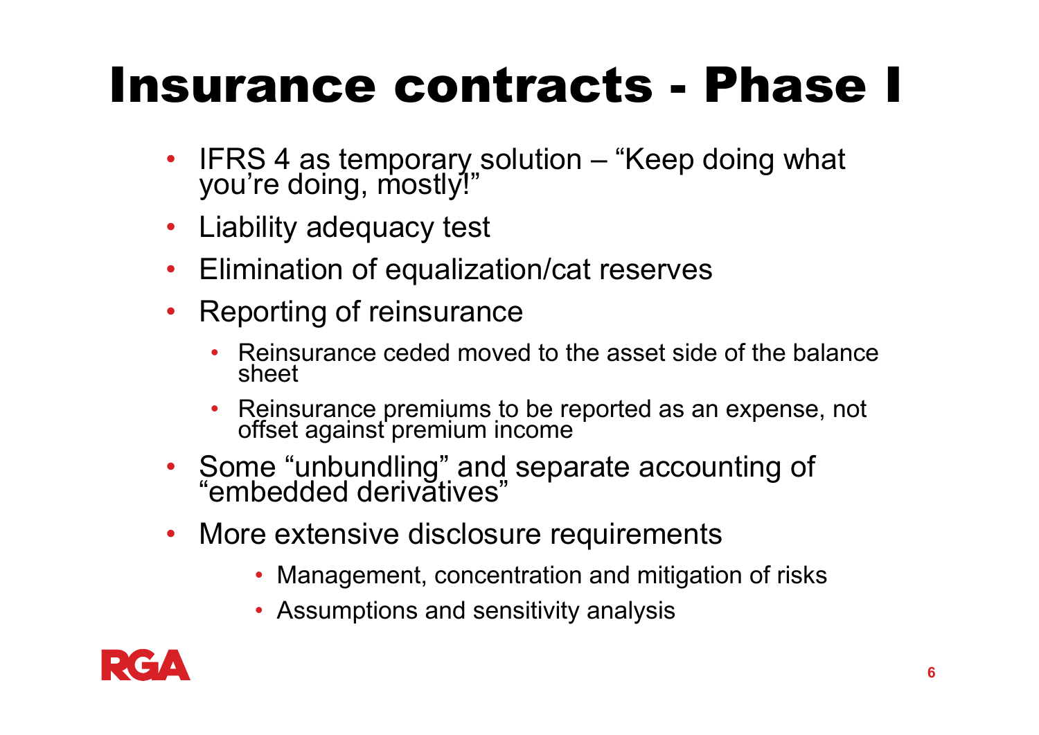# Insurance contracts - Phase I

- IFRS 4 as temporary solution – "Keep doing what you're doing, mostly!"
- Liability adequacy test
- Elimination of equalization/cat reserves
- Reporting of reinsurance
  - Reinsurance ceded moved to the asset side of the balance sheet
  - Reinsurance premiums to be reported as an expense, not offset against premium income
- Some "unbundling" and separate accounting of "embedded derivatives"
- More extensive disclosure requirements
  - Management, concentration and mitigation of risks
  - Assumptions and sensitivity analysis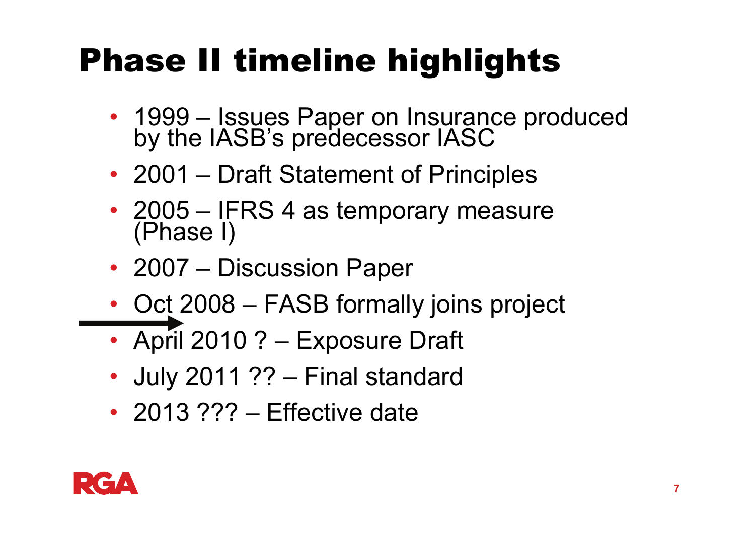# Phase II timeline highlights

- 1999 – Issues Paper on Insurance produced by the IASB's predecessor IASC
- 2001 – Draft Statement of Principles
- 2005 – IFRS 4 as temporary measure (Phase I)
- 2007 – Discussion Paper
- Oct 2008 – FASB formally joins project
- April 2010 ? – Exposure Draft
- July 2011 ?? – Final standard
- 2013 ??? – Effective date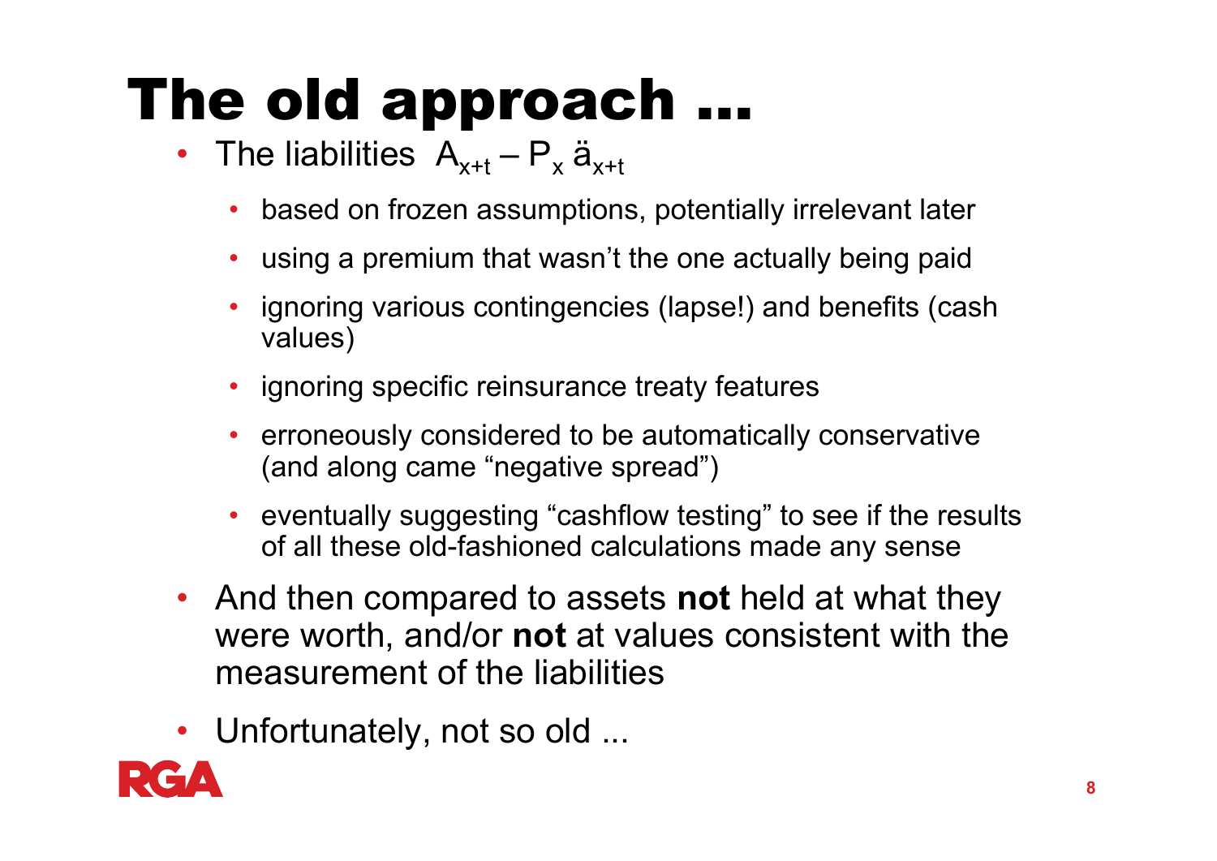# The old approach …

- The liabilities $A_{x+t} - P_x\, \ddot{a}_{x+t}$
  - based on frozen assumptions, potentially irrelevant later
  - using a premium that wasn't the one actually being paid
  - ignoring various contingencies (lapse!) and benefits (cash values)
  - ignoring specific reinsurance treaty features
  - erroneously considered to be automatically conservative (and along came "negative spread")
  - eventually suggesting "cashflow testing" to see if the results of all these old-fashioned calculations made any sense
- And then compared to assets **not** held at what they were worth, and/or **not** at values consistent with the measurement of the liabilities
- Unfortunately, not so old ...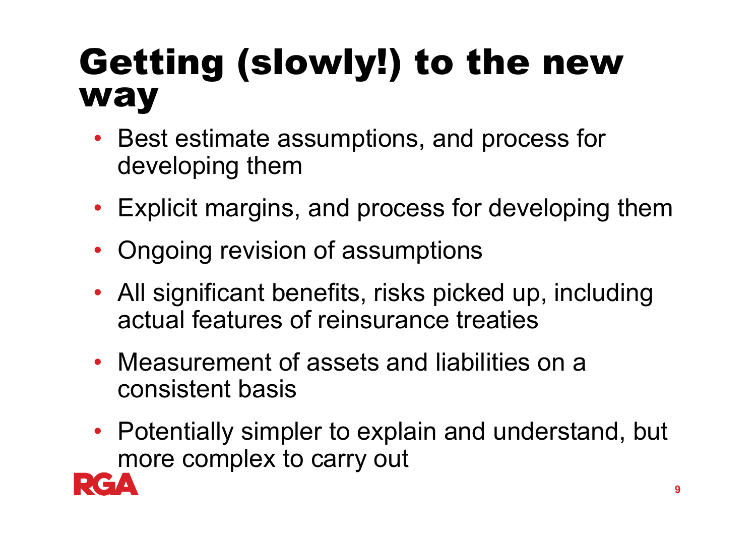# Getting (slowly!) to the new way

- Best estimate assumptions, and process for developing them
- Explicit margins, and process for developing them
- Ongoing revision of assumptions
- All significant benefits, risks picked up, including actual features of reinsurance treaties
- Measurement of assets and liabilities on a consistent basis
- Potentially simpler to explain and understand, but more complex to carry out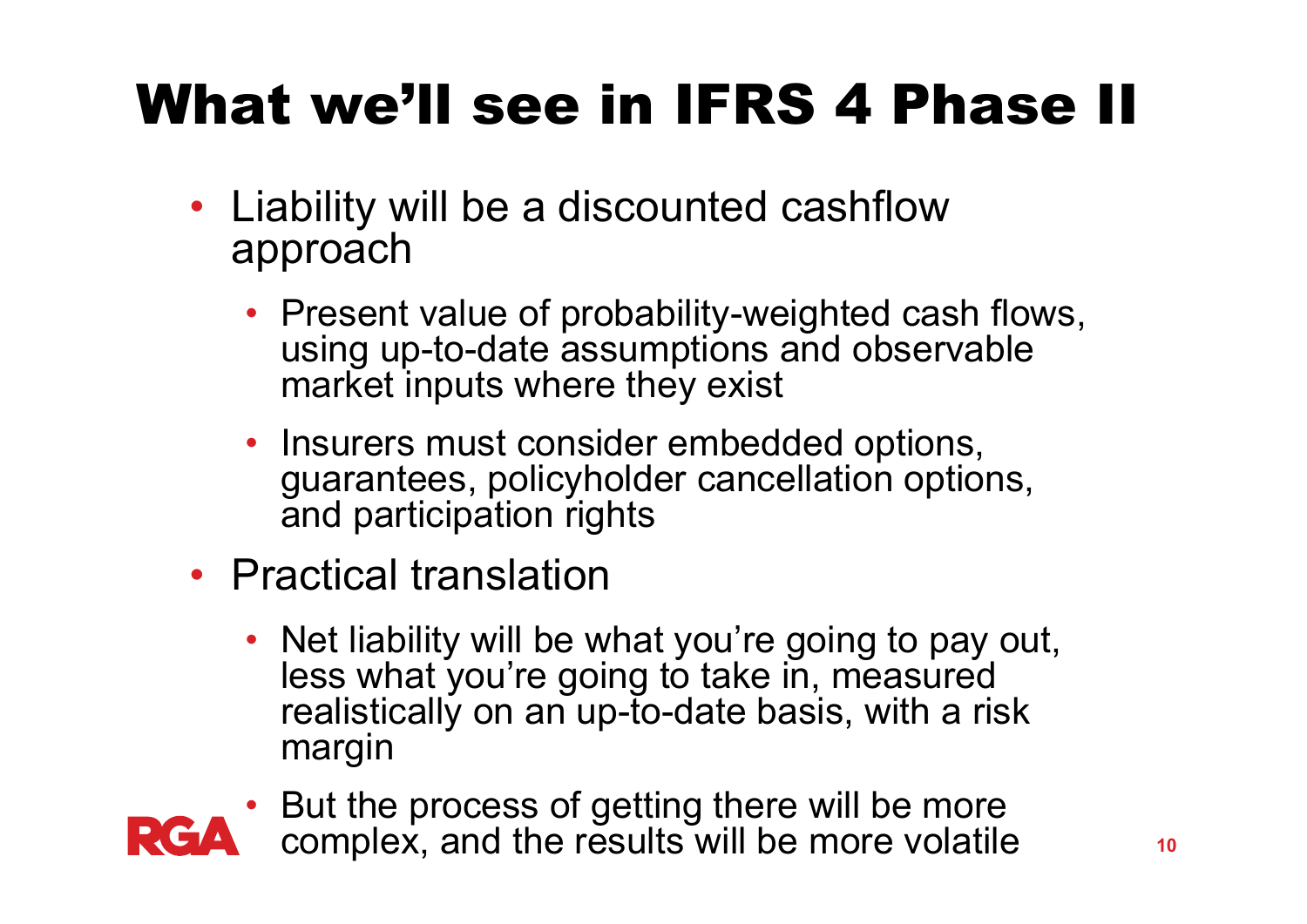# What we'll see in IFRS 4 Phase II

- Liability will be a discounted cashflow approach
  - Present value of probability-weighted cash flows, using up-to-date assumptions and observable market inputs where they exist
  - Insurers must consider embedded options, guarantees, policyholder cancellation options, and participation rights
- Practical translation
  - Net liability will be what you're going to pay out, less what you're going to take in, measured realistically on an up-to-date basis, with a risk margin
  - But the process of getting there will be more complex, and the results will be more volatile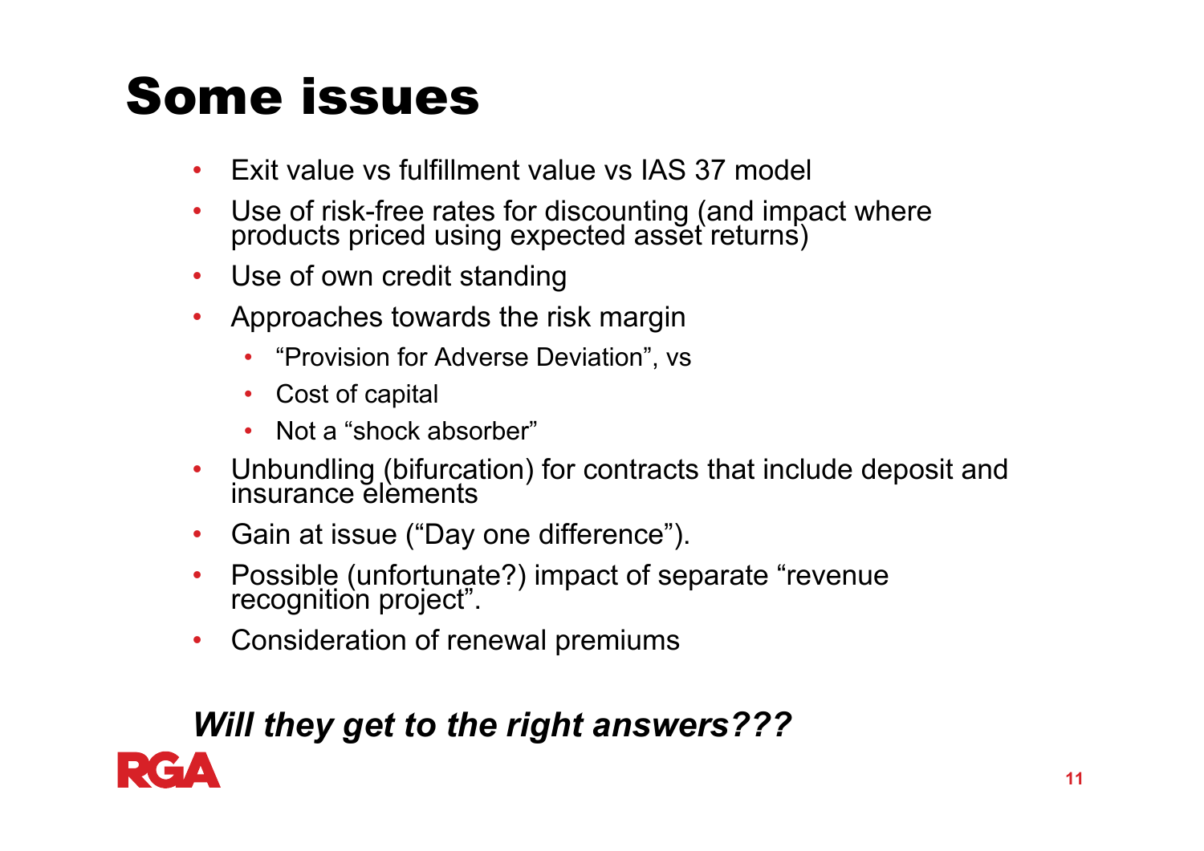# Some issues

- Exit value vs fulfillment value vs IAS 37 model
- Use of risk-free rates for discounting (and impact where products priced using expected asset returns)
- Use of own credit standing
- Approaches towards the risk margin
  - "Provision for Adverse Deviation", vs
  - Cost of capital
  - Not a "shock absorber"
- Unbundling (bifurcation) for contracts that include deposit and insurance elements
- Gain at issue ("Day one difference").
- Possible (unfortunate?) impact of separate "revenue recognition project".
- Consideration of renewal premiums

***Will they get to the right answers???***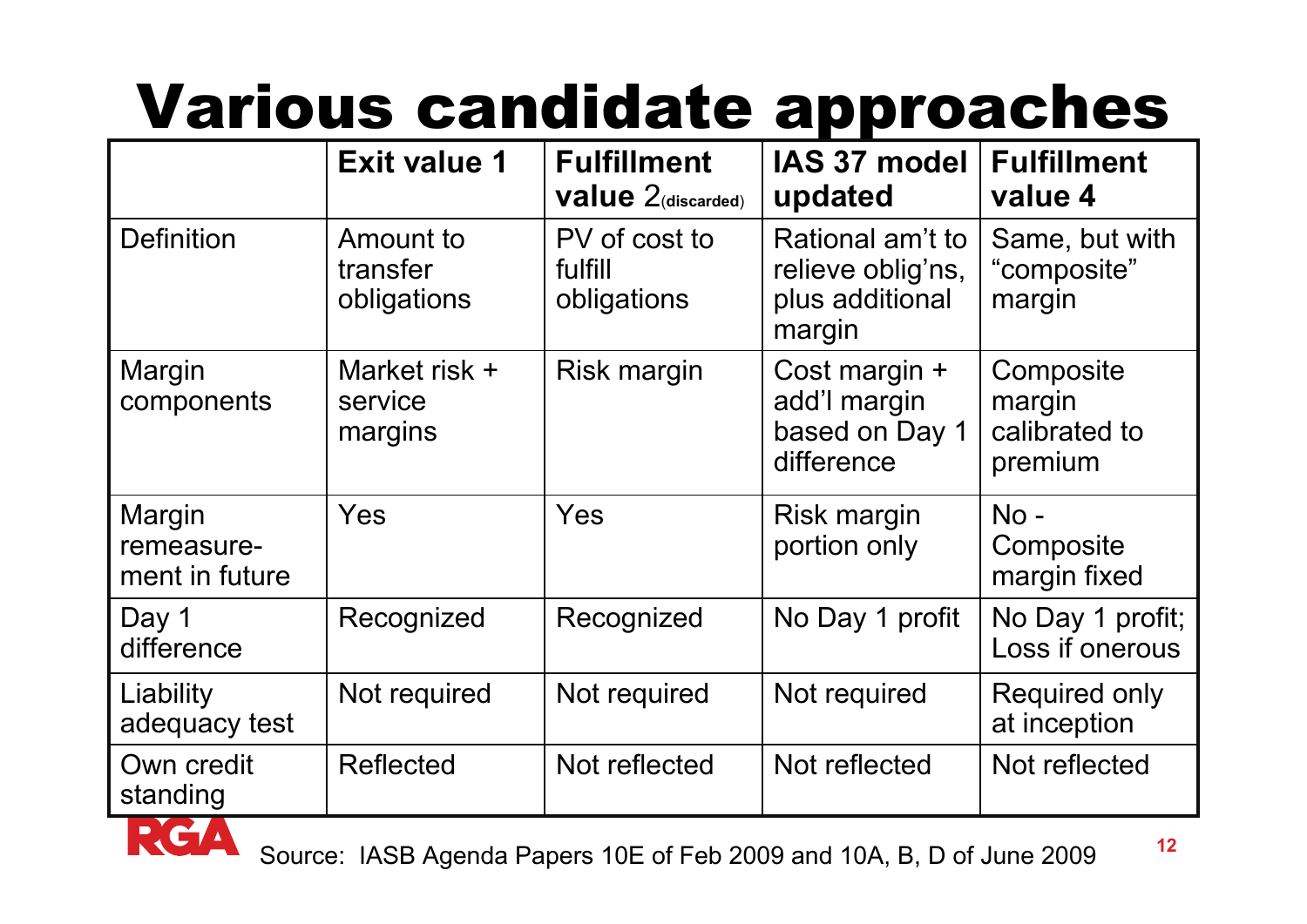# Various candidate approaches

| | Exit value 1 | Fulfillment value 2(discarded) | IAS 37 model updated | Fulfillment value 4 |
|---|---|---|---|---|
| Definition | Amount to transfer obligations | PV of cost to fulfill obligations | Rational am't to relieve oblig'ns, plus additional margin | Same, but with "composite" margin |
| Margin components | Market risk + service margins | Risk margin | Cost margin + add'l margin based on Day 1 difference | Composite margin calibrated to premium |
| Margin remeasure-ment in future | Yes | Yes | Risk margin portion only | No - Composite margin fixed |
| Day 1 difference | Recognized | Recognized | No Day 1 profit | No Day 1 profit; Loss if onerous |
| Liability adequacy test | Not required | Not required | Not required | Required only at inception |
| Own credit standing | Reflected | Not reflected | Not reflected | Not reflected |

Source: IASB Agenda Papers 10E of Feb 2009 and 10A, B, D of June 2009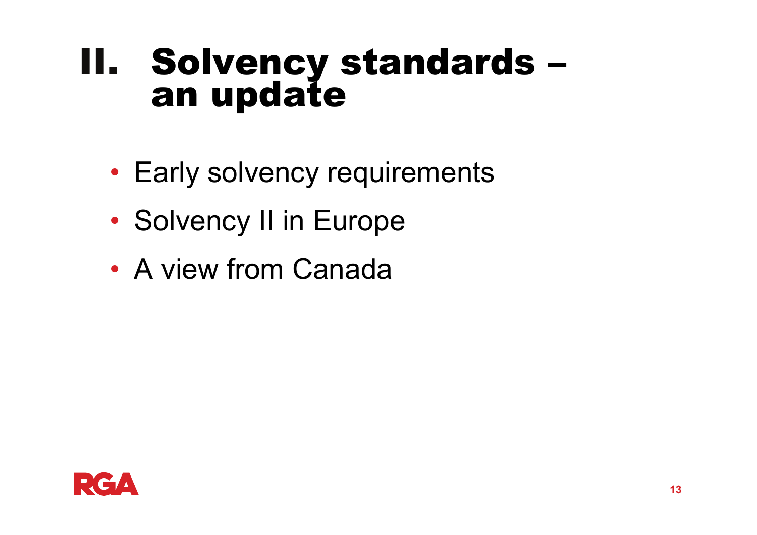# II. Solvency standards – an update

- Early solvency requirements
- Solvency II in Europe
- A view from Canada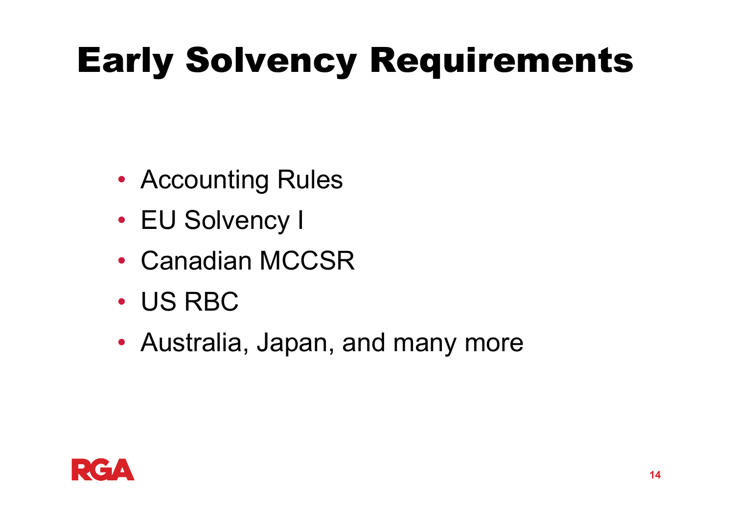# Early Solvency Requirements

- Accounting Rules
- EU Solvency I
- Canadian MCCSR
- US RBC
- Australia, Japan, and many more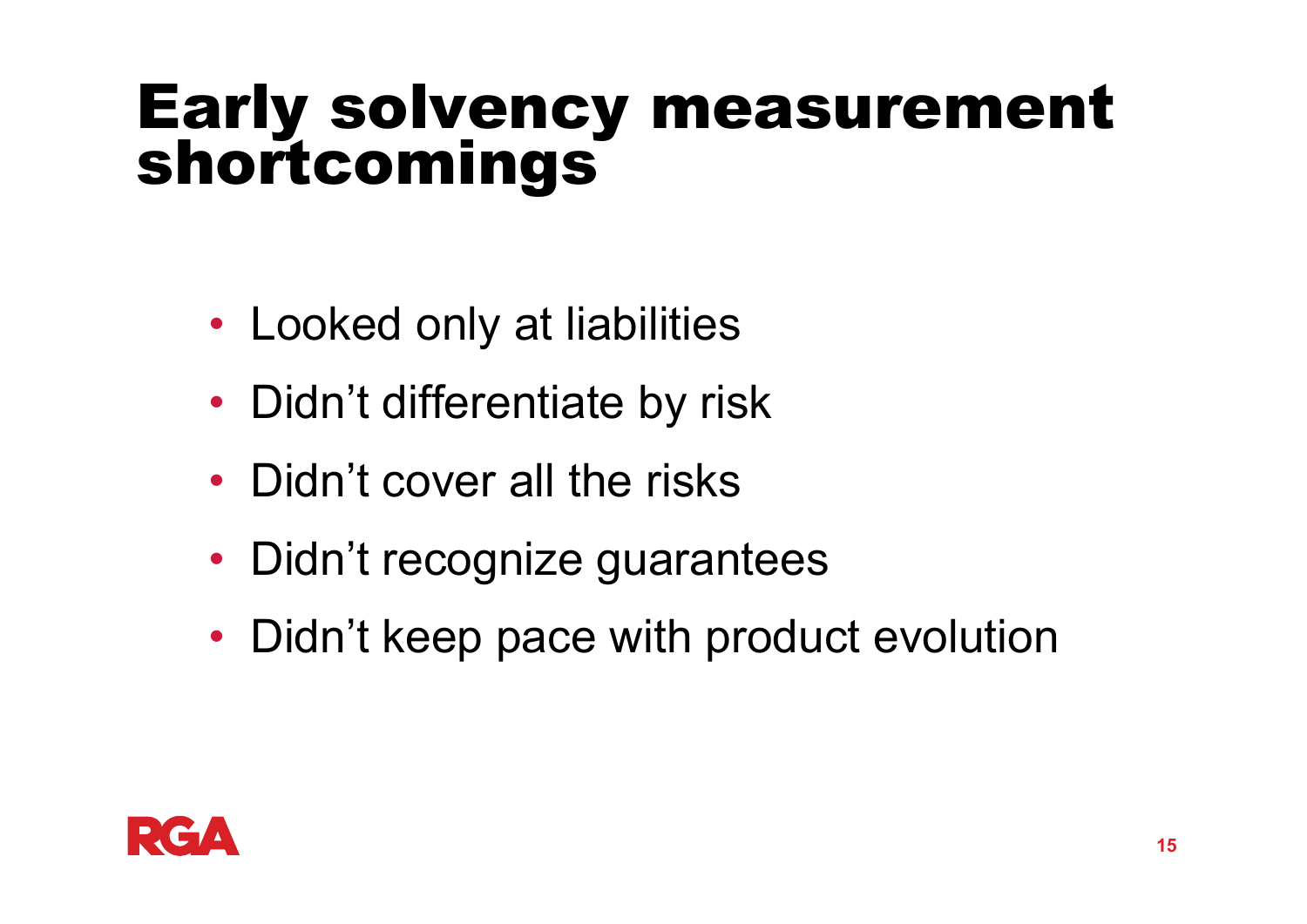# Early solvency measurement shortcomings

- Looked only at liabilities
- Didn’t differentiate by risk
- Didn’t cover all the risks
- Didn’t recognize guarantees
- Didn’t keep pace with product evolution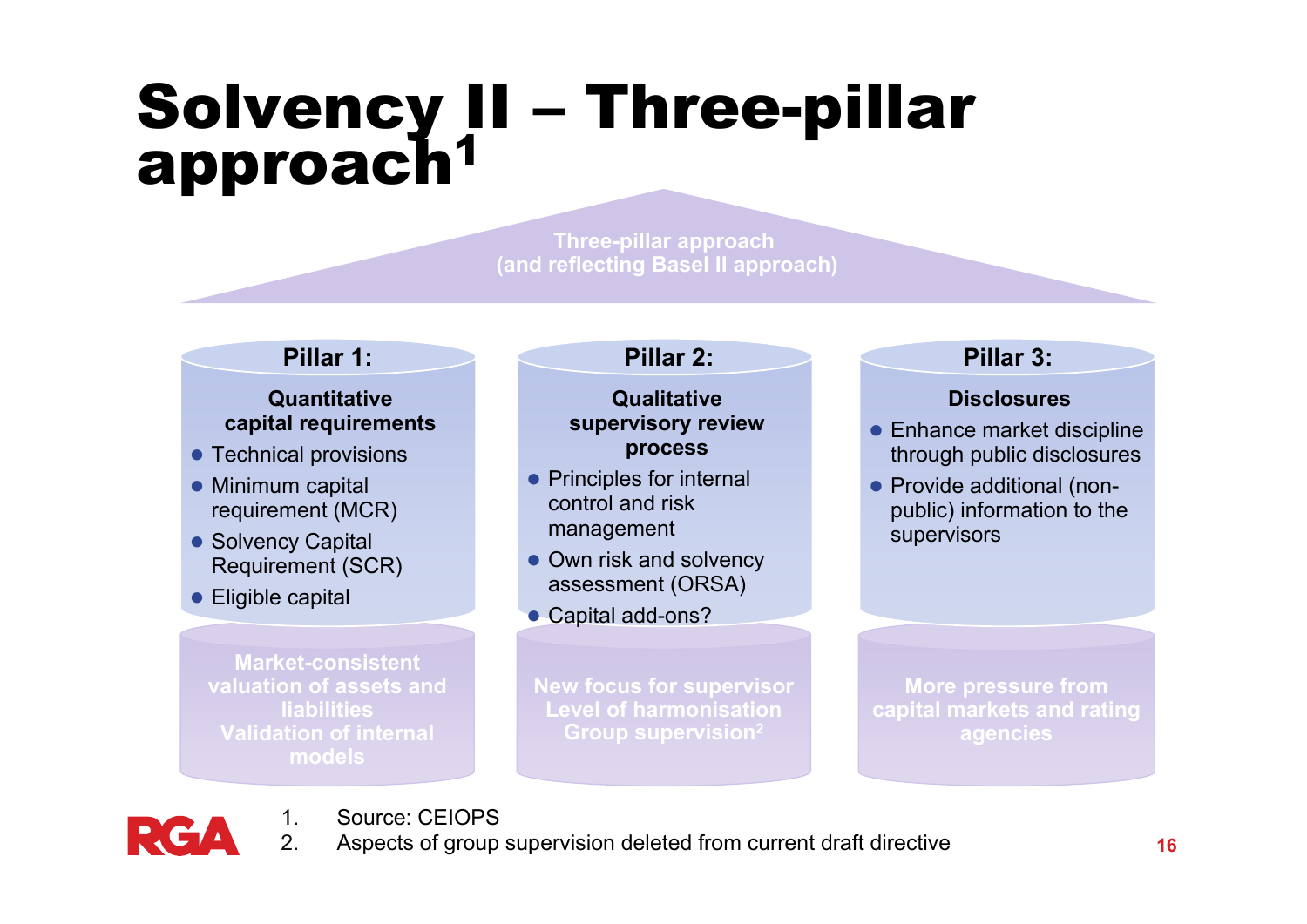# Solvency II – Three-pillar approach[1]

**Three-pillar approach (and reflecting Basel II approach)**

## Pillar 1:

**Quantitative capital requirements**

- Technical provisions
- Minimum capital requirement (MCR)
- Solvency Capital Requirement (SCR)
- Eligible capital

Market-consistent valuation of assets and liabilities
Validation of internal models

## Pillar 2:

**Qualitative supervisory review process**

- Principles for internal control and risk management
- Own risk and solvency assessment (ORSA)
- Capital add-ons?

New focus for supervisor
Level of harmonisation
Group supervision[2]

## Pillar 3:

**Disclosures**

- Enhance market discipline through public disclosures
- Provide additional (non-public) information to the supervisors

More pressure from capital markets and rating agencies

1. Source: CEIOPS
2. Aspects of group supervision deleted from current draft directive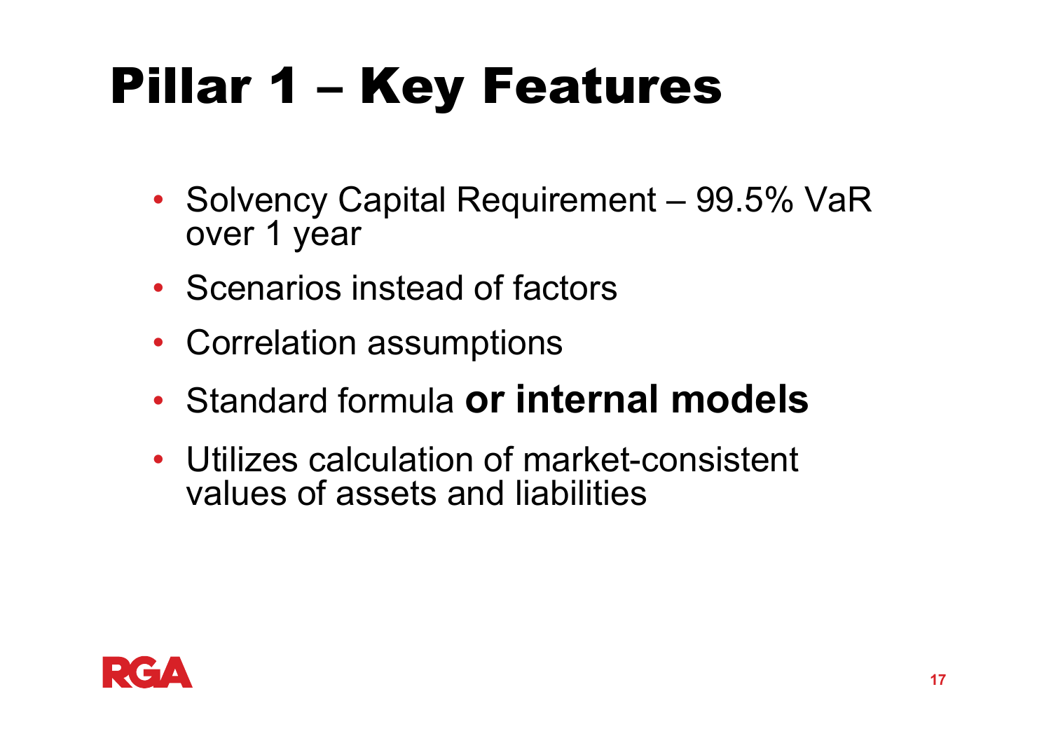# Pillar 1 – Key Features

- Solvency Capital Requirement – 99.5% VaR over 1 year
- Scenarios instead of factors
- Correlation assumptions
- Standard formula **or internal models**
- Utilizes calculation of market-consistent values of assets and liabilities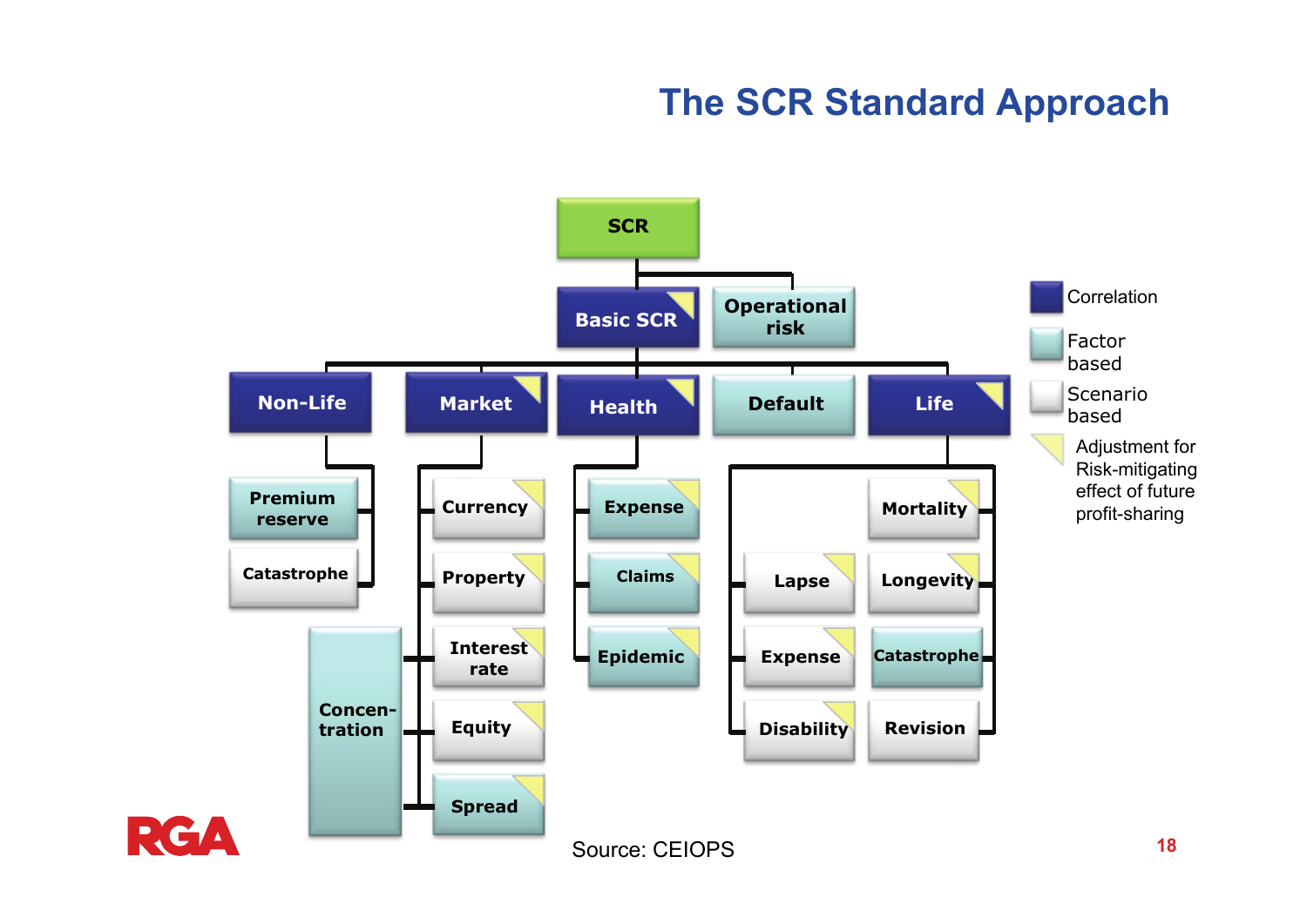# The SCR Standard Approach

- **SCR**
  - **Basic SCR**
    - **Non-Life**
      - Premium reserve
      - Catastrophe
    - **Market**
      - Currency
      - Property
      - Interest rate
      - Equity
      - Spread
      - Concen-tration
    - **Health**
      - Expense
      - Claims
      - Epidemic
    - **Default**
    - **Life**
      - Mortality
      - Lapse
      - Longevity
      - Expense
      - Catastrophe
      - Disability
      - Revision
  - **Operational risk**

Legend:

- Correlation
- Factor based
- Scenario based
- Adjustment for Risk-mitigating effect of future profit-sharing

Source: CEIOPS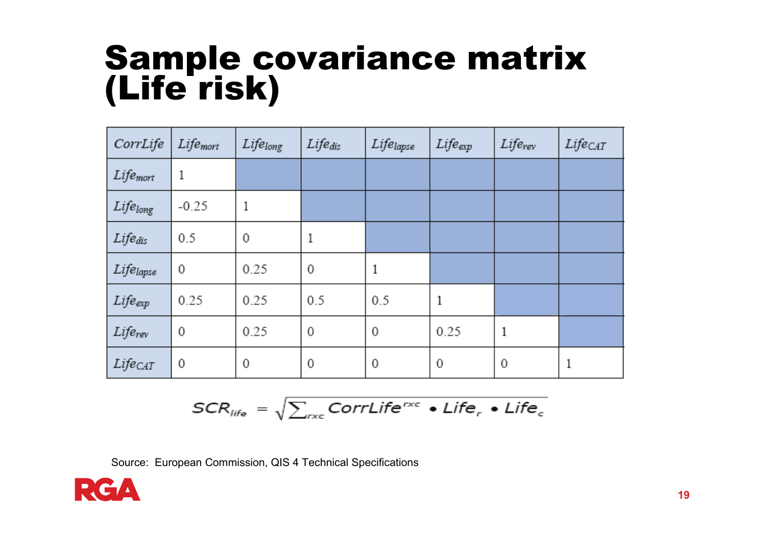# Sample covariance matrix (Life risk)

| $CorrLife$ | $Life_{mort}$ | $Life_{long}$ | $Life_{dis}$ | $Life_{lapse}$ | $Life_{exp}$ | $Life_{rev}$ | $Life_{CAT}$ |
|---|---|---|---|---|---|---|---|
| $Life_{mort}$ | 1 | | | | | | |
| $Life_{long}$ | -0.25 | 1 | | | | | |
| $Life_{dis}$ | 0.5 | 0 | 1 | | | | |
| $Life_{lapse}$ | 0 | 0.25 | 0 | 1 | | | |
| $Life_{exp}$ | 0.25 | 0.25 | 0.5 | 0.5 | 1 | | |
| $Life_{rev}$ | 0 | 0.25 | 0 | 0 | 0.25 | 1 | |
| $Life_{CAT}$ | 0 | 0 | 0 | 0 | 0 | 0 | 1 |

$$SCR_{life} = \sqrt{\sum_{rxc} CorrLife^{rxc} \bullet Life_r \bullet Life_c}$$

Source: European Commission, QIS 4 Technical Specifications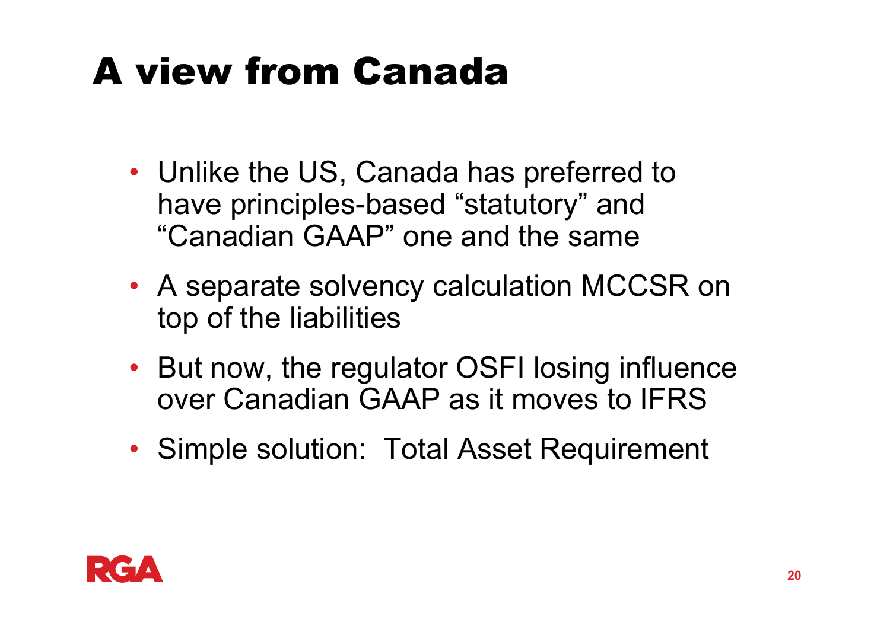# A view from Canada

- Unlike the US, Canada has preferred to have principles-based "statutory" and "Canadian GAAP" one and the same
- A separate solvency calculation MCCSR on top of the liabilities
- But now, the regulator OSFI losing influence over Canadian GAAP as it moves to IFRS
- Simple solution: Total Asset Requirement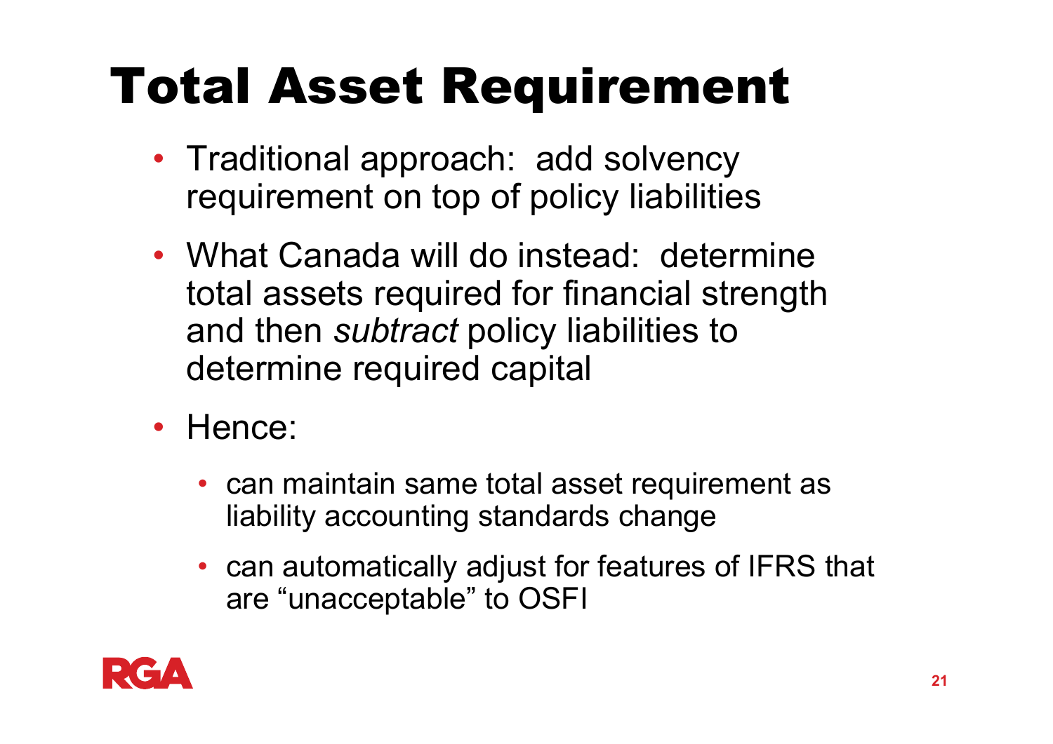# Total Asset Requirement

- Traditional approach: add solvency requirement on top of policy liabilities
- What Canada will do instead: determine total assets required for financial strength and then *subtract* policy liabilities to determine required capital
- Hence:
  - can maintain same total asset requirement as liability accounting standards change
  - can automatically adjust for features of IFRS that are "unacceptable" to OSFI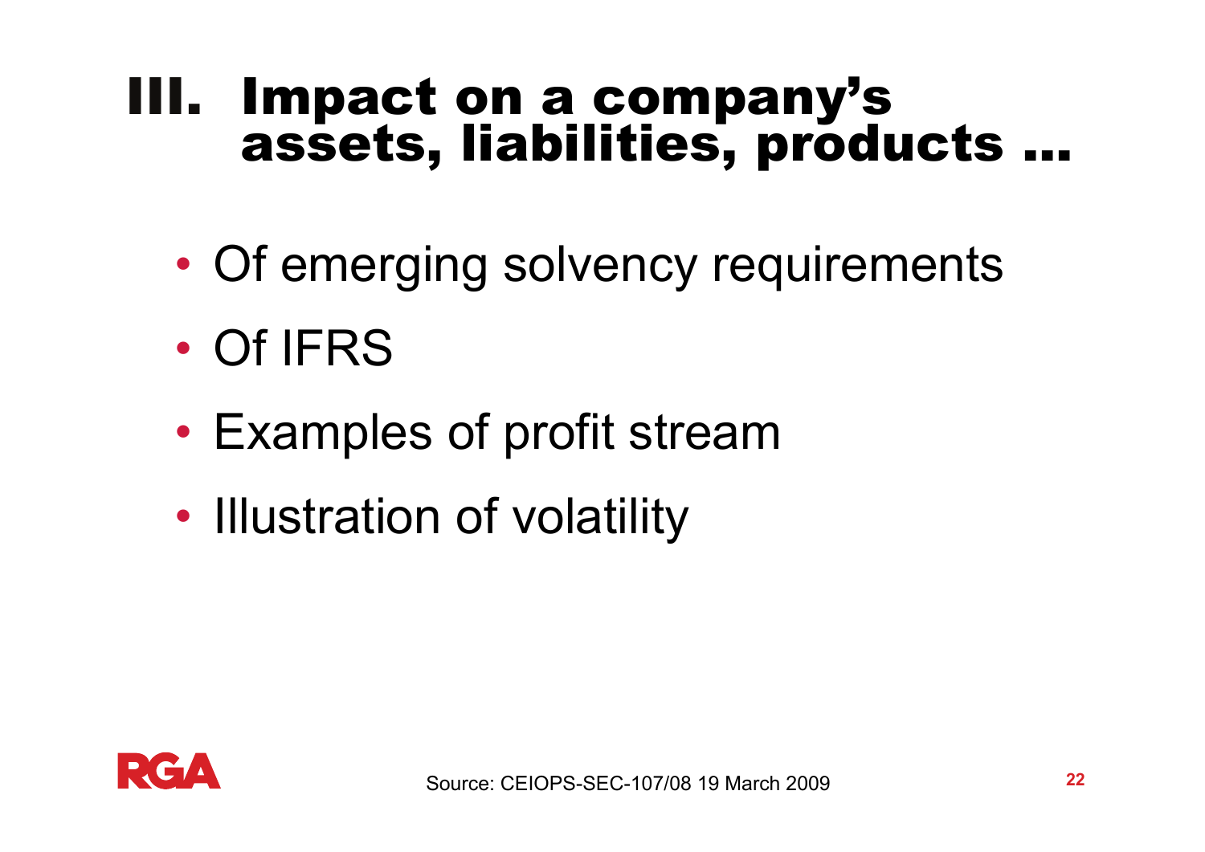# III. Impact on a company's assets, liabilities, products …

- Of emerging solvency requirements
- Of IFRS
- Examples of profit stream
- Illustration of volatility

Source: CEIOPS-SEC-107/08 19 March 2009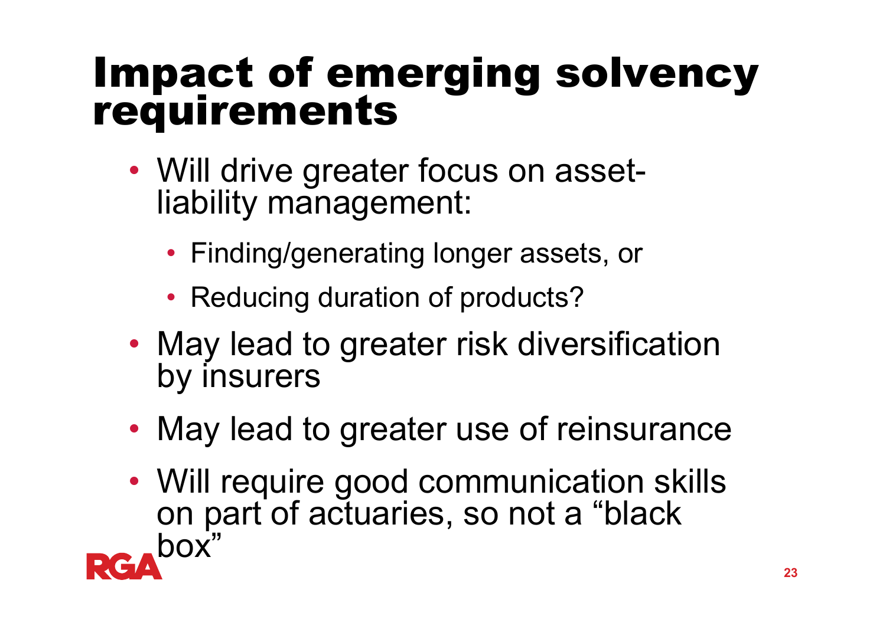# Impact of emerging solvency requirements

- Will drive greater focus on asset-liability management:
  - Finding/generating longer assets, or
  - Reducing duration of products?
- May lead to greater risk diversification by insurers
- May lead to greater use of reinsurance
- Will require good communication skills on part of actuaries, so not a "black box"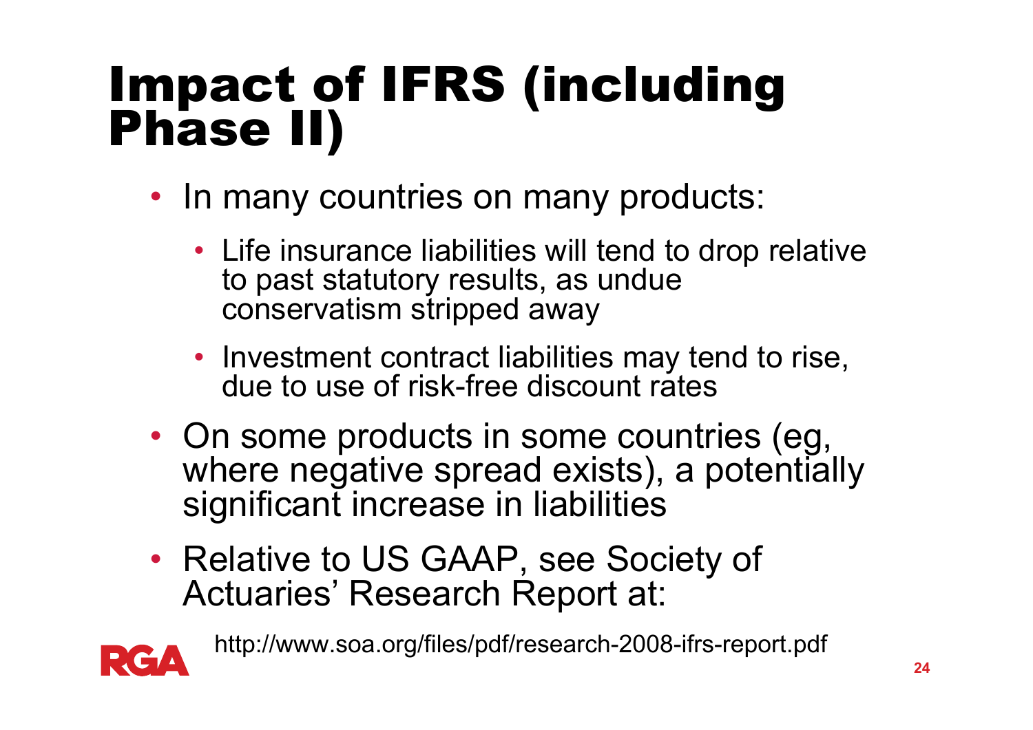# Impact of IFRS (including Phase II)

- In many countries on many products:
  - Life insurance liabilities will tend to drop relative to past statutory results, as undue conservatism stripped away
  - Investment contract liabilities may tend to rise, due to use of risk-free discount rates
- On some products in some countries (eg, where negative spread exists), a potentially significant increase in liabilities
- Relative to US GAAP, see Society of Actuaries' Research Report at:

  http://www.soa.org/files/pdf/research-2008-ifrs-report.pdf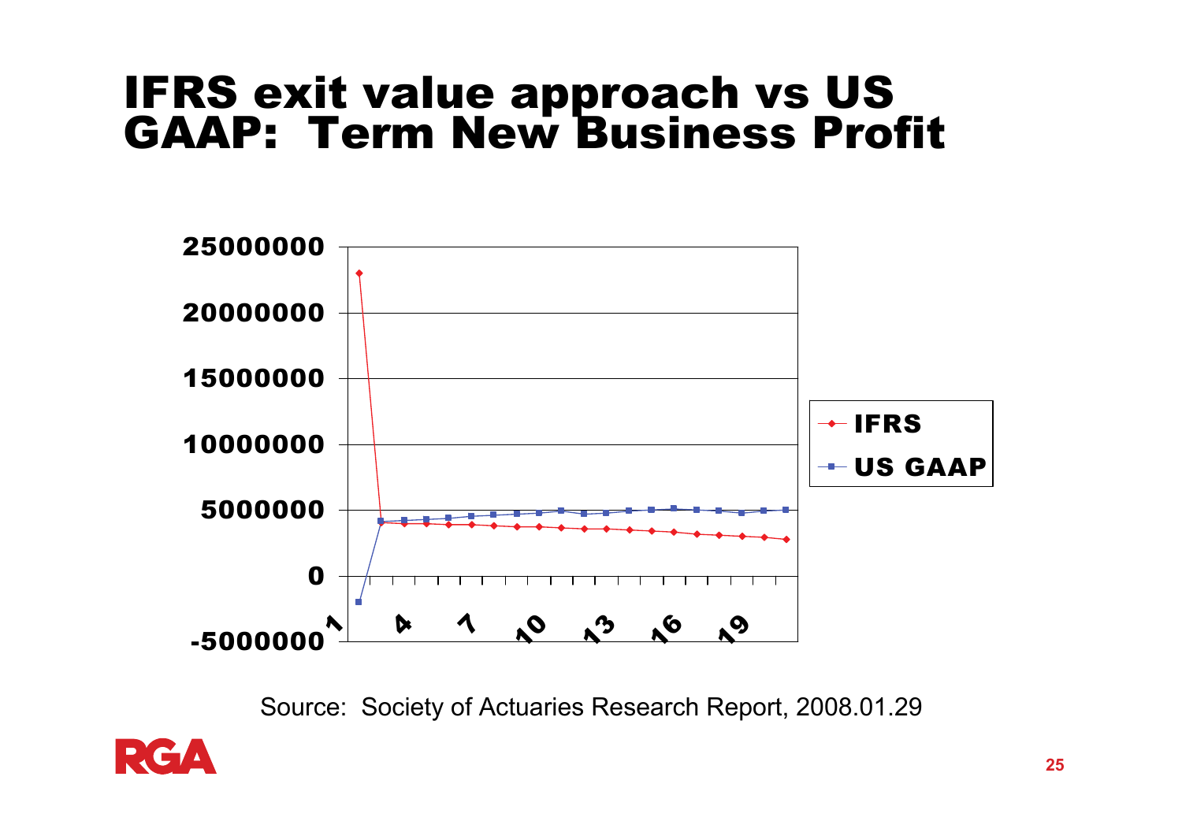# IFRS exit value approach vs US GAAP: Term New Business Profit

Source: Society of Actuaries Research Report, 2008.01.29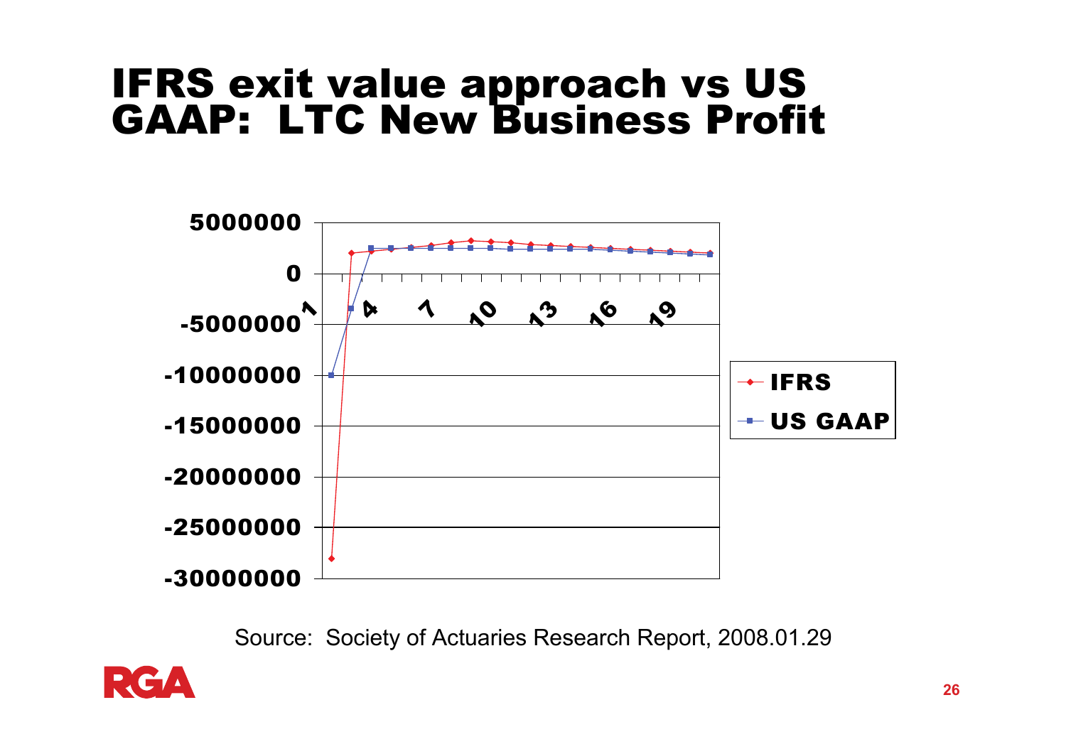# IFRS exit value approach vs US GAAP: LTC New Business Profit

Source: Society of Actuaries Research Report, 2008.01.29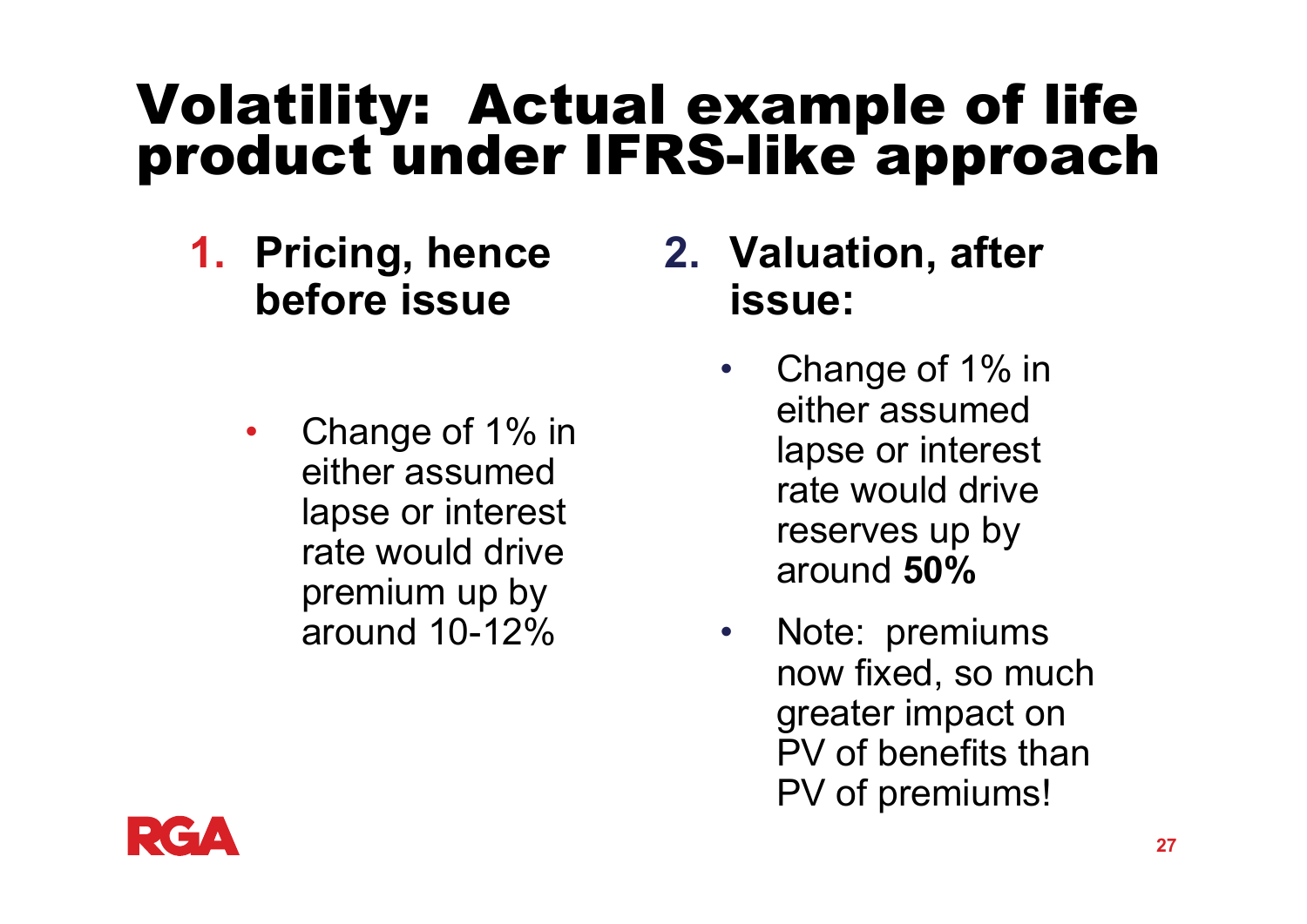# Volatility: Actual example of life product under IFRS-like approach

1. **Pricing, hence before issue**
   - Change of 1% in either assumed lapse or interest rate would drive premium up by around 10-12%

2. **Valuation, after issue:**
   - Change of 1% in either assumed lapse or interest rate would drive reserves up by around **50%**
   - Note: premiums now fixed, so much greater impact on PV of benefits than PV of premiums!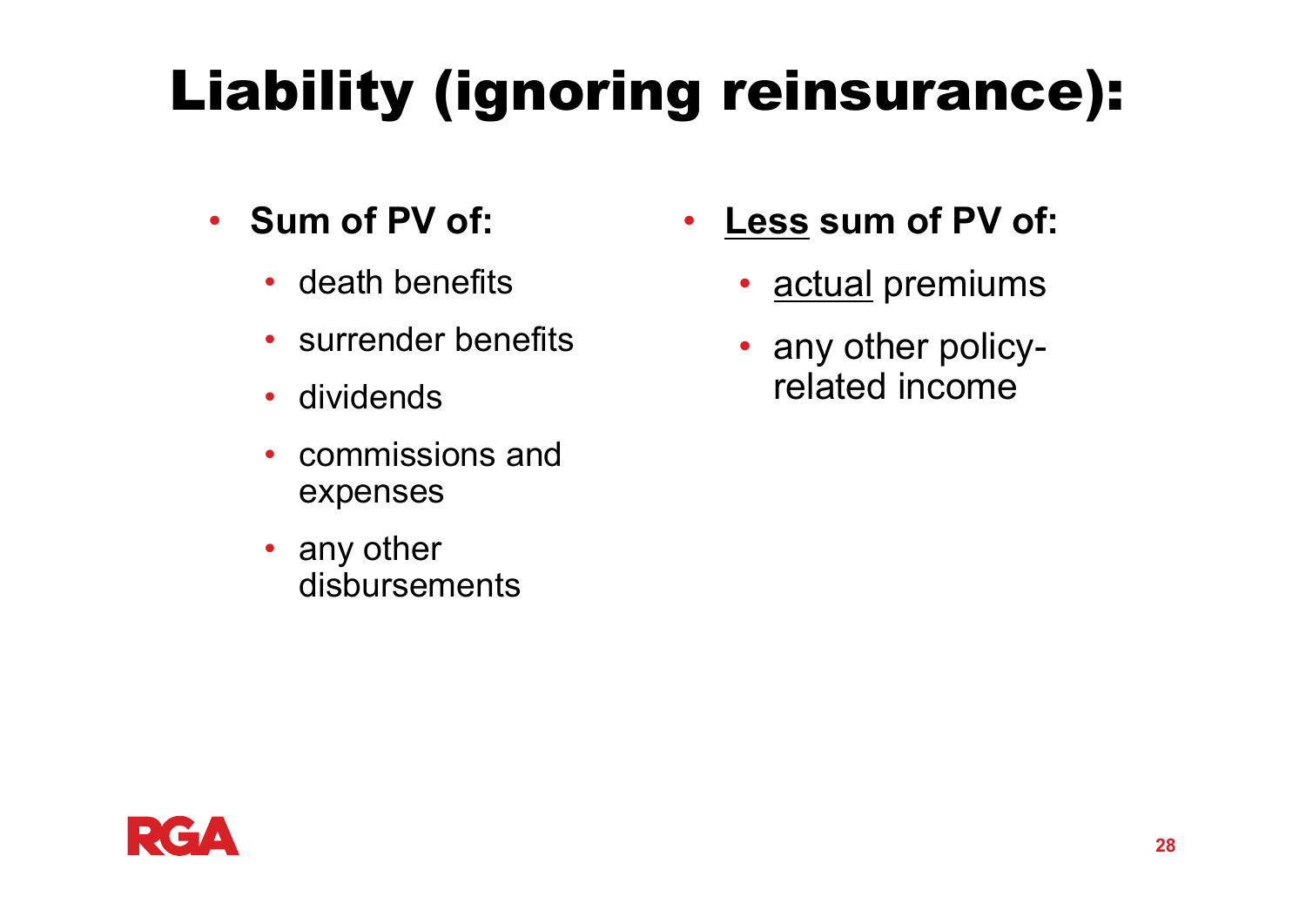# Liability (ignoring reinsurance):

- **Sum of PV of:**
  - death benefits
  - surrender benefits
  - dividends
  - commissions and expenses
  - any other disbursements

- **<u>Less</u> sum of PV of:**
  - <u>actual</u> premiums
  - any other policy-related income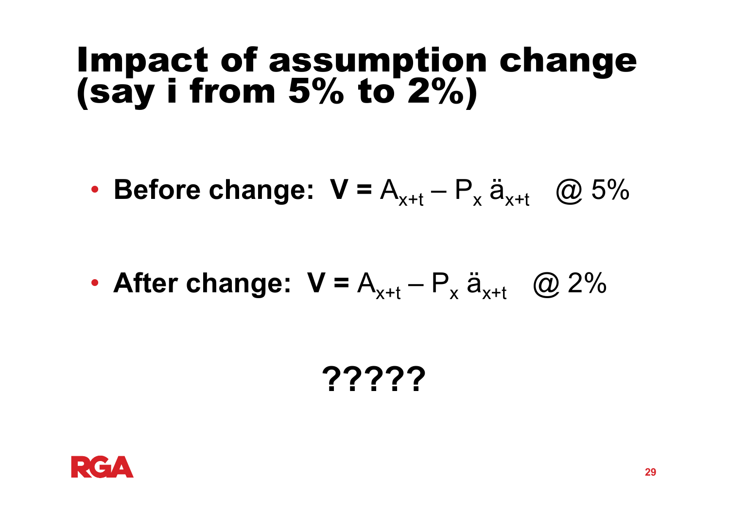# Impact of assumption change (say i from 5% to 2%)

- **Before change: V =** $A_{x+t} - P_x \ddot{a}_{x+t}$ @ 5%

- **After change: V =** $A_{x+t} - P_x \ddot{a}_{x+t}$ @ 2%

**?????**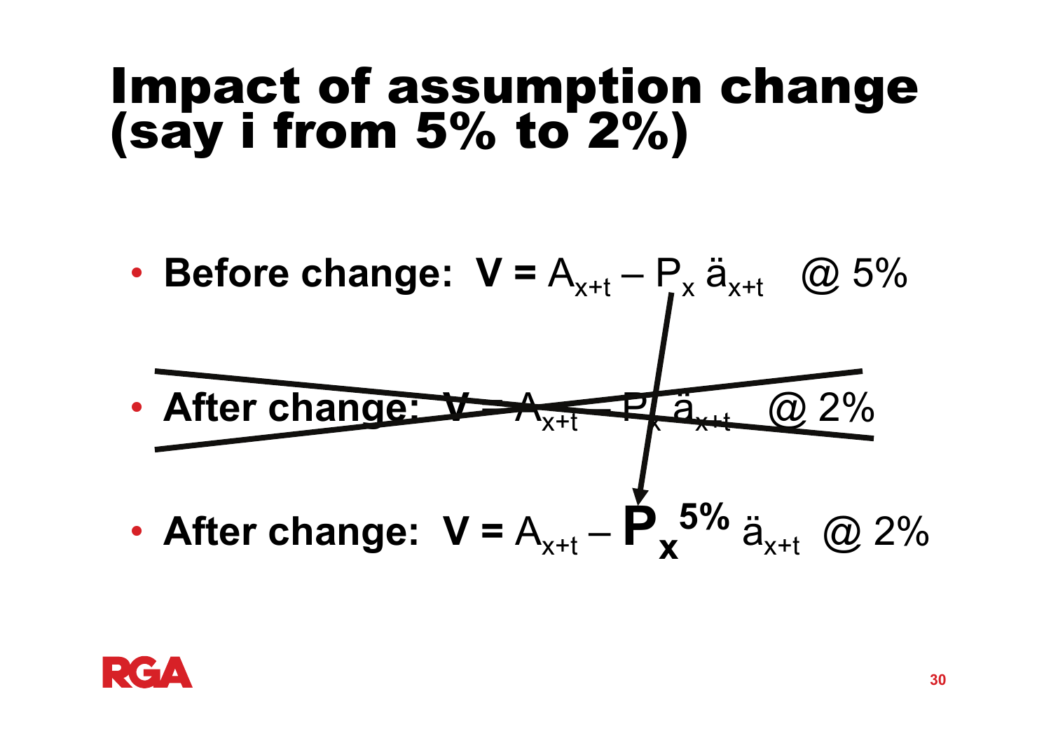# Impact of assumption change (say i from 5% to 2%)

- **Before change:** $\mathbf{V} = A_{x+t} - P_x \ddot{a}_{x+t}$ @ 5%
- ~~**After change:** $\mathbf{V} = A_{x+t} - P_x \ddot{a}_{x+t}$ @ 2%~~
- **After change:** $\mathbf{V} = A_{x+t} - \mathbf{P_x^{5\%}} \ddot{a}_{x+t}$ @ 2%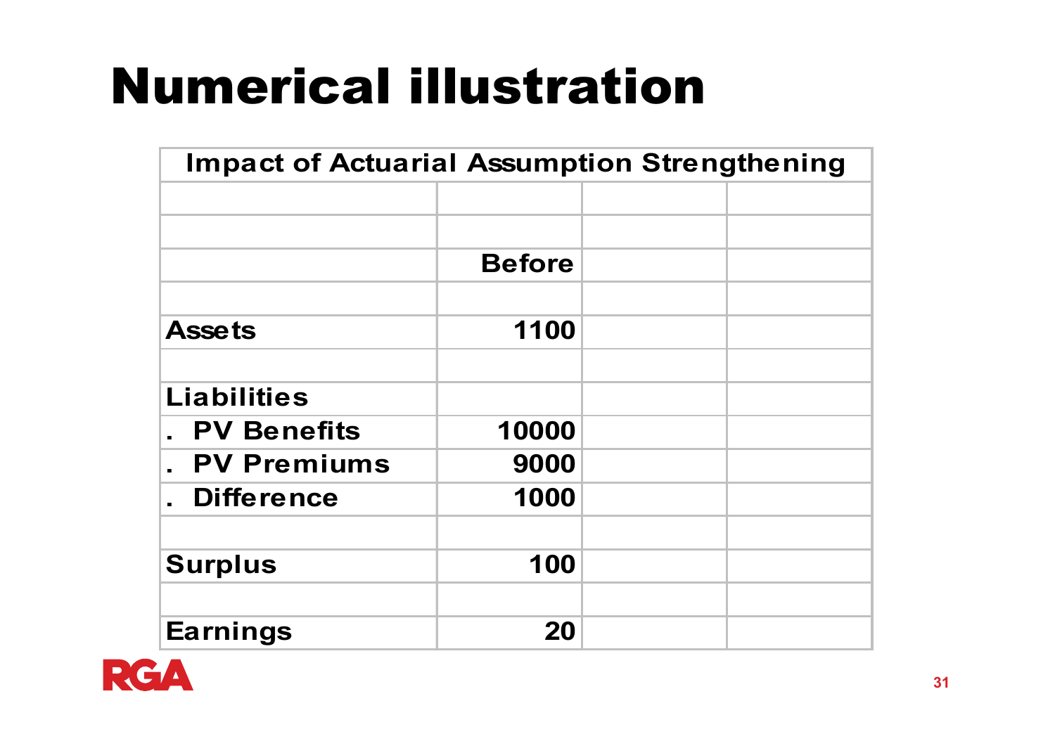# Numerical illustration

| Impact of Actuarial Assumption Strengthening | | | |
|---|---|---|---|
| | | | |
| | | | |
| | Before | | |
| | | | |
| Assets | 1100 | | |
| | | | |
| Liabilities | | | |
| . PV Benefits | 10000 | | |
| . PV Premiums | 9000 | | |
| . Difference | 1000 | | |
| | | | |
| Surplus | 100 | | |
| | | | |
| Earnings | 20 | | |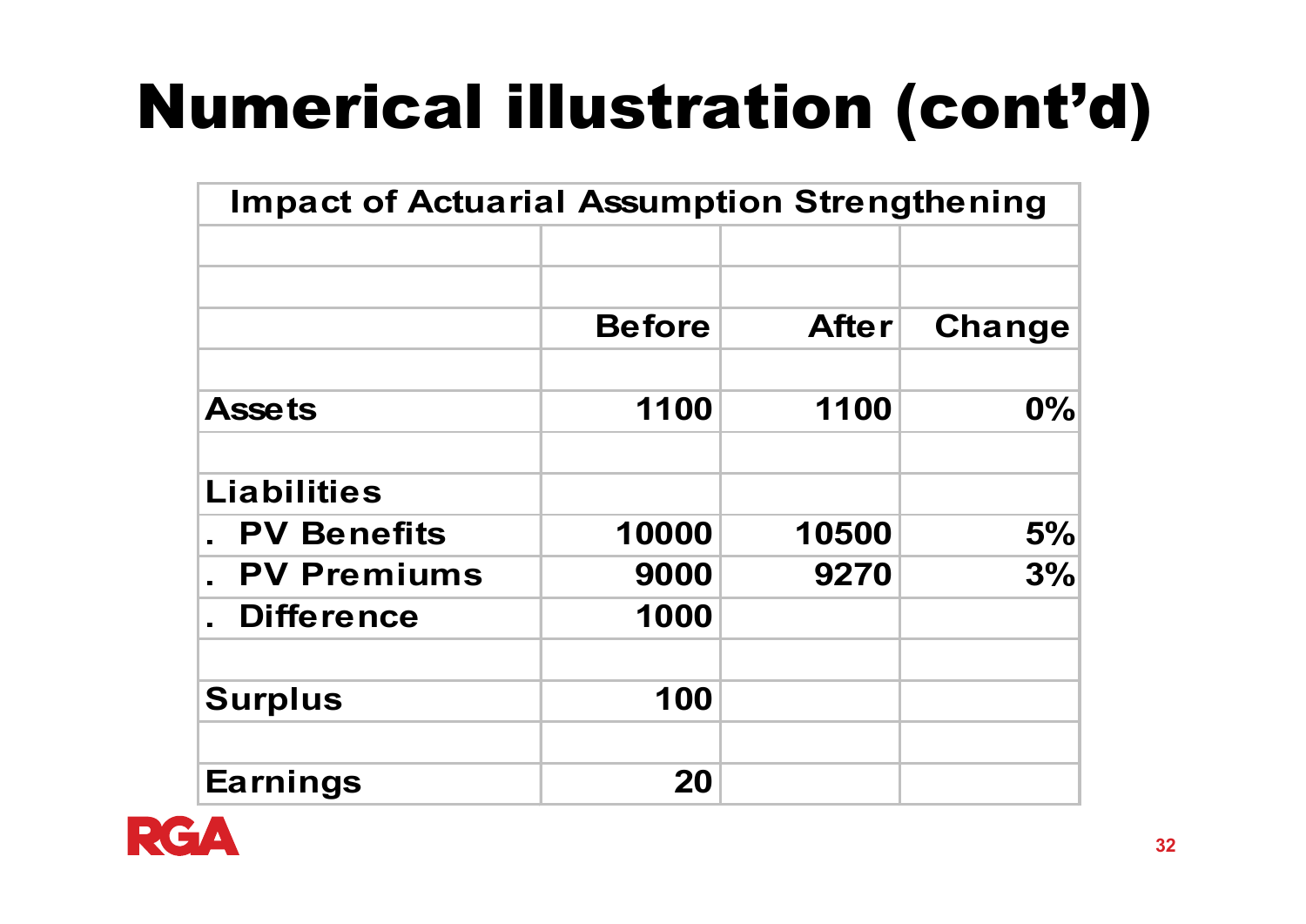# Numerical illustration (cont'd)

| Impact of Actuarial Assumption Strengthening | | | |
|---|---|---|---|
| | Before | After | Change |
| Assets | 1100 | 1100 | 0% |
| Liabilities | | | |
| . PV Benefits | 10000 | 10500 | 5% |
| . PV Premiums | 9000 | 9270 | 3% |
| . Difference | 1000 | | |
| Surplus | 100 | | |
| Earnings | 20 | | |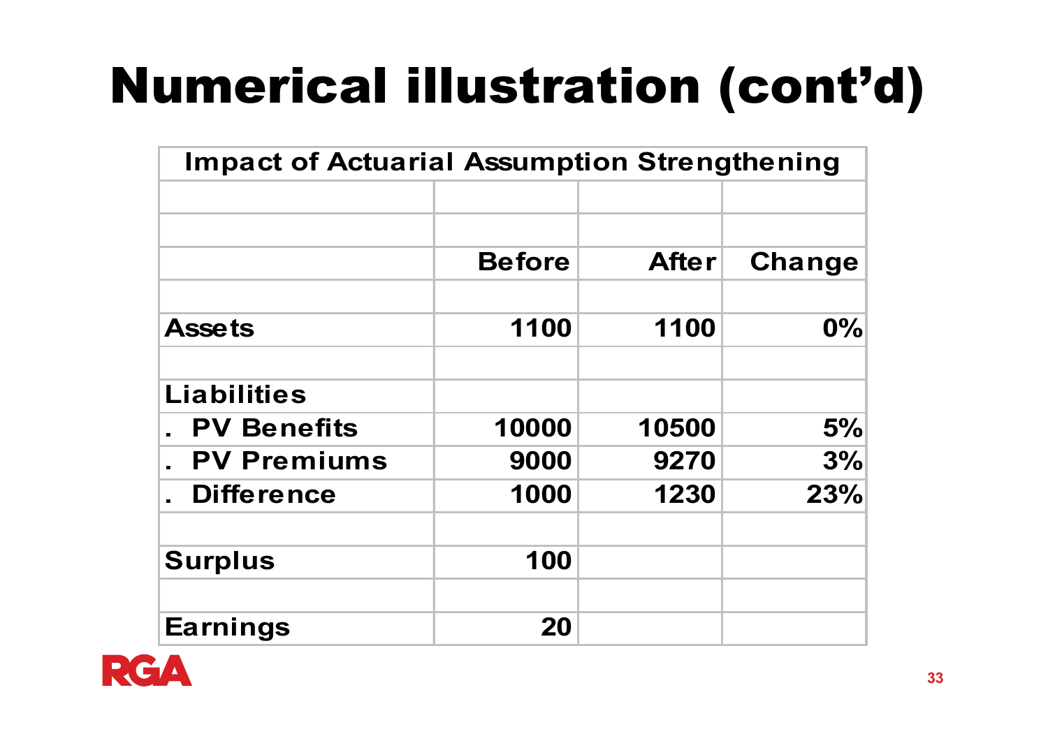# Numerical illustration (cont'd)

| Impact of Actuarial Assumption Strengthening | | | |
|---|---|---|---|
| | Before | After | Change |
| Assets | 1100 | 1100 | 0% |
| Liabilities | | | |
| . PV Benefits | 10000 | 10500 | 5% |
| . PV Premiums | 9000 | 9270 | 3% |
| . Difference | 1000 | 1230 | 23% |
| Surplus | 100 | | |
| Earnings | 20 | | |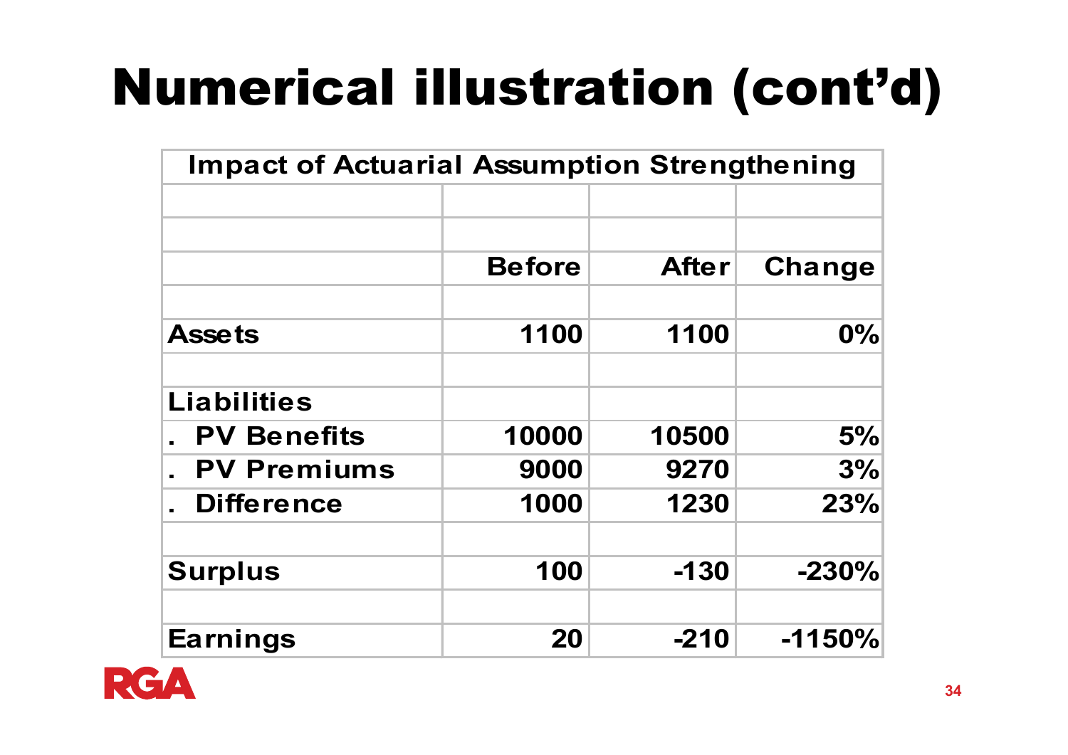# Numerical illustration (cont'd)

| Impact of Actuarial Assumption Strengthening | | | |
|---|---|---|---|
| | Before | After | Change |
| Assets | 1100 | 1100 | 0% |
| Liabilities | | | |
| . PV Benefits | 10000 | 10500 | 5% |
| . PV Premiums | 9000 | 9270 | 3% |
| . Difference | 1000 | 1230 | 23% |
| Surplus | 100 | -130 | -230% |
| Earnings | 20 | -210 | -1150% |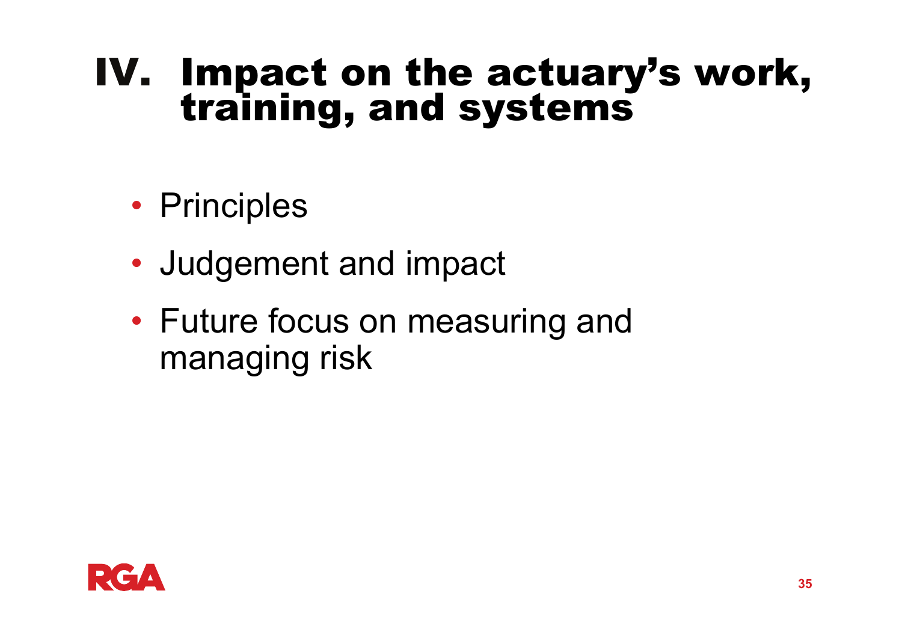# IV. Impact on the actuary's work, training, and systems

- Principles
- Judgement and impact
- Future focus on measuring and managing risk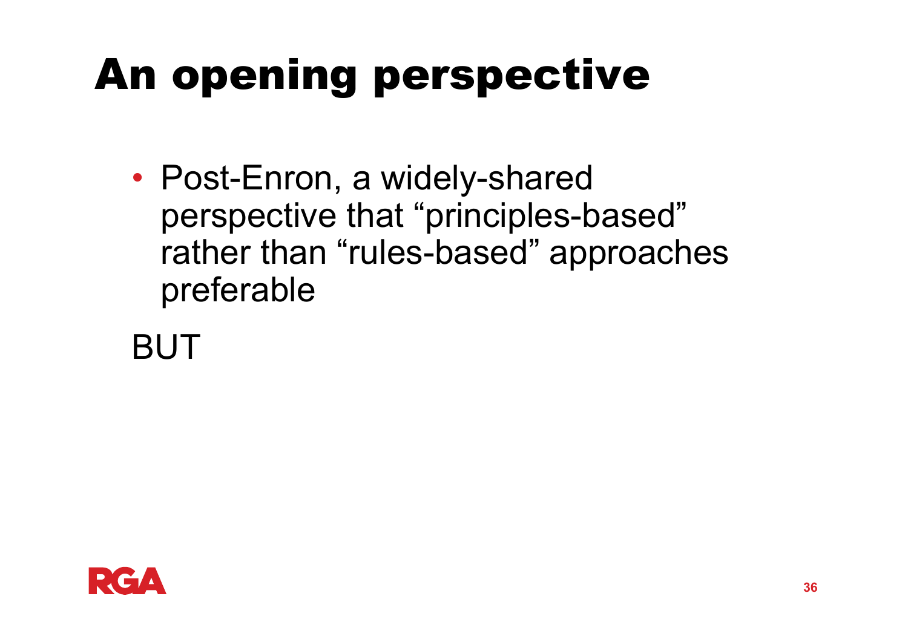# An opening perspective

- Post-Enron, a widely-shared perspective that "principles-based" rather than "rules-based" approaches preferable

BUT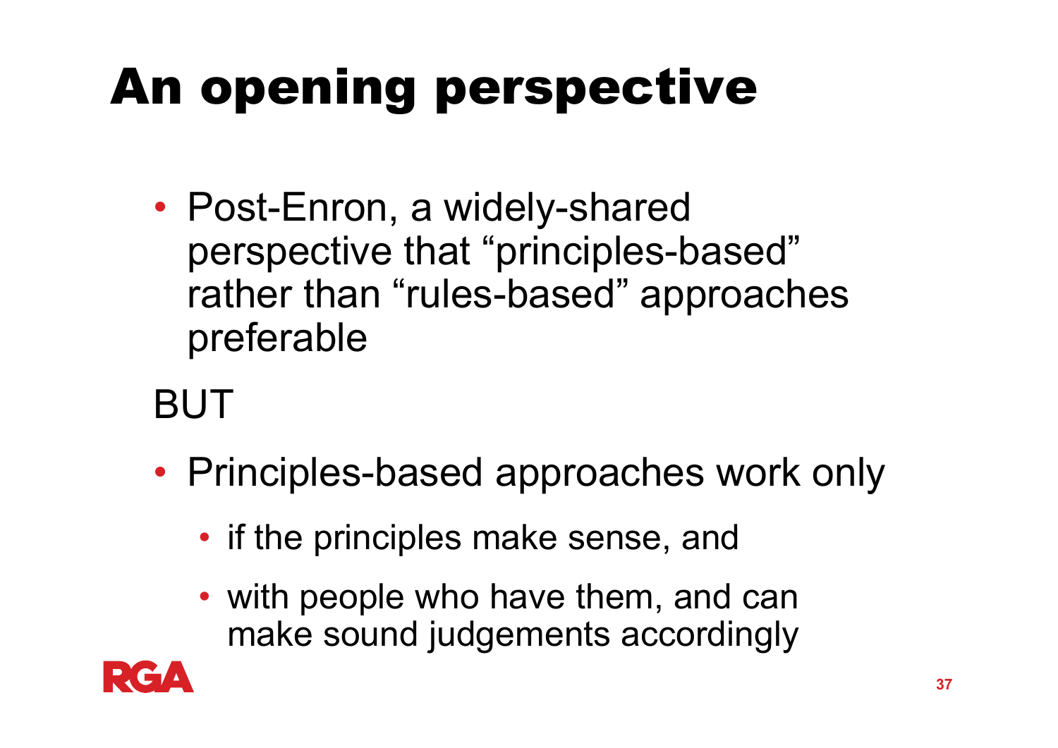# An opening perspective

- Post-Enron, a widely-shared perspective that "principles-based" rather than "rules-based" approaches preferable

BUT

- Principles-based approaches work only
  - if the principles make sense, and
  - with people who have them, and can make sound judgements accordingly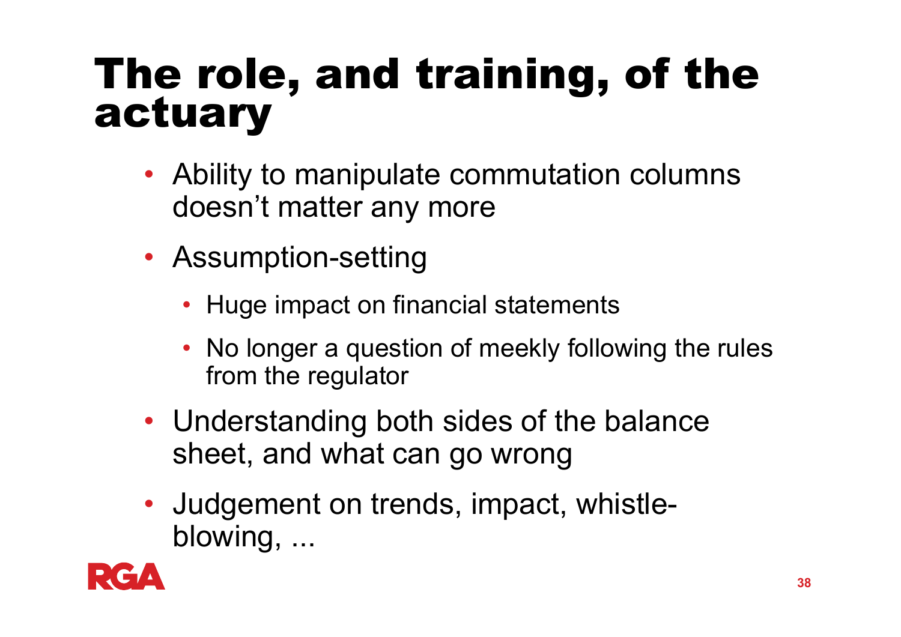# The role, and training, of the actuary

- Ability to manipulate commutation columns doesn't matter any more
- Assumption-setting
  - Huge impact on financial statements
  - No longer a question of meekly following the rules from the regulator
- Understanding both sides of the balance sheet, and what can go wrong
- Judgement on trends, impact, whistle-blowing, ...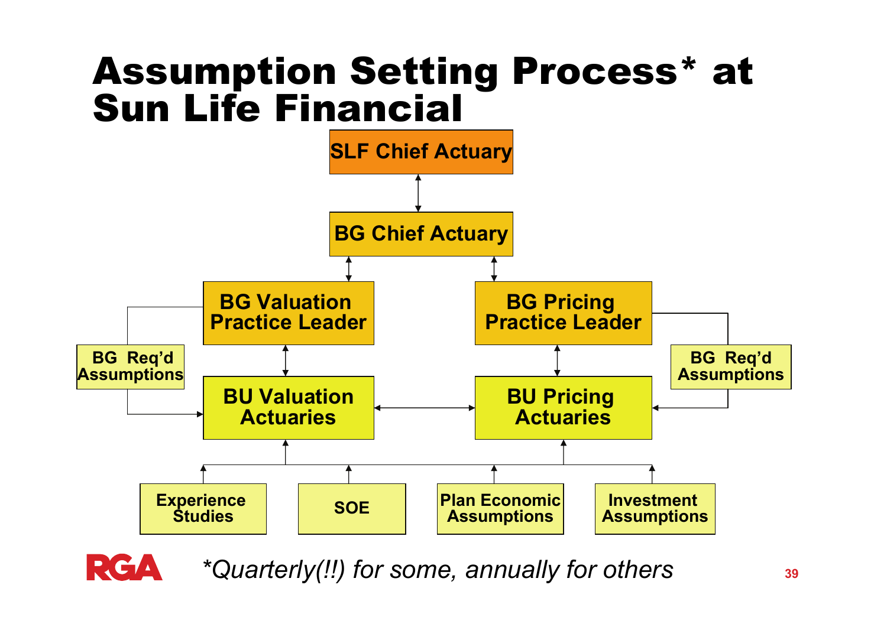# Assumption Setting Process* at Sun Life Financial

SLF Chief Actuary

BG Chief Actuary

BG Valuation Practice Leader

BG Pricing Practice Leader

BG Req'd Assumptions

BG Req'd Assumptions

BU Valuation Actuaries

BU Pricing Actuaries

Experience Studies

SOE

Plan Economic Assumptions

Investment Assumptions

*\*Quarterly(!!) for some, annually for others*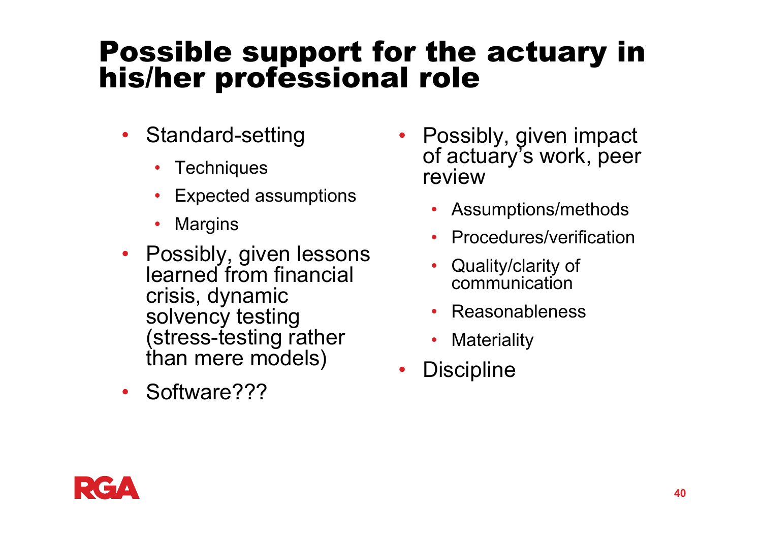# Possible support for the actuary in his/her professional role

- Standard-setting
  - Techniques
  - Expected assumptions
  - Margins
- Possibly, given lessons learned from financial crisis, dynamic solvency testing (stress-testing rather than mere models)
- Software???
- Possibly, given impact of actuary's work, peer review
  - Assumptions/methods
  - Procedures/verification
  - Quality/clarity of communication
  - Reasonableness
  - Materiality
- Discipline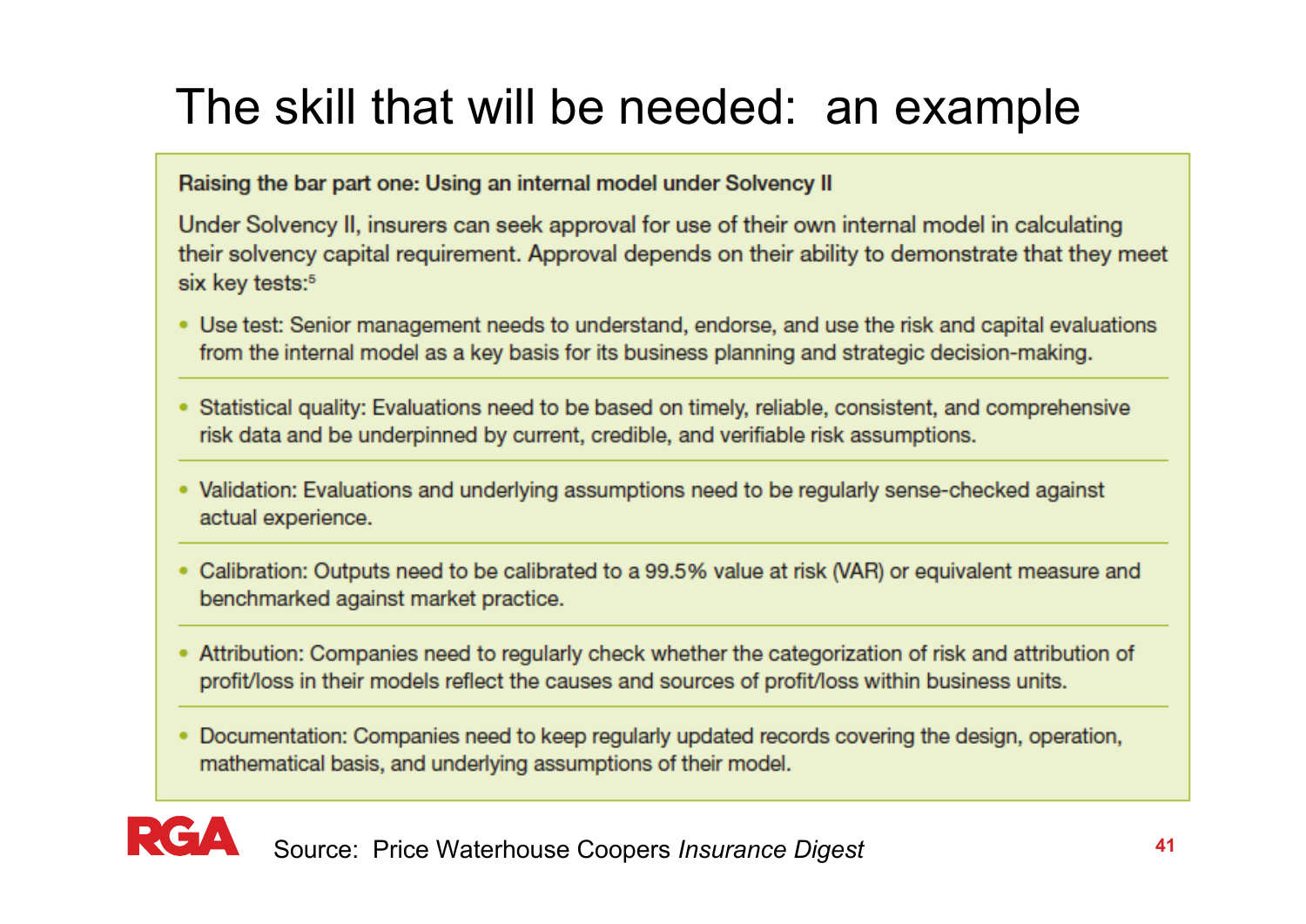# The skill that will be needed: an example

**Raising the bar part one: Using an internal model under Solvency II**

Under Solvency II, insurers can seek approval for use of their own internal model in calculating their solvency capital requirement. Approval depends on their ability to demonstrate that they meet six key tests:[5]

- Use test: Senior management needs to understand, endorse, and use the risk and capital evaluations from the internal model as a key basis for its business planning and strategic decision-making.
- Statistical quality: Evaluations need to be based on timely, reliable, consistent, and comprehensive risk data and be underpinned by current, credible, and verifiable risk assumptions.
- Validation: Evaluations and underlying assumptions need to be regularly sense-checked against actual experience.
- Calibration: Outputs need to be calibrated to a 99.5% value at risk (VAR) or equivalent measure and benchmarked against market practice.
- Attribution: Companies need to regularly check whether the categorization of risk and attribution of profit/loss in their models reflect the causes and sources of profit/loss within business units.
- Documentation: Companies need to keep regularly updated records covering the design, operation, mathematical basis, and underlying assumptions of their model.

Source: Price Waterhouse Coopers *Insurance Digest*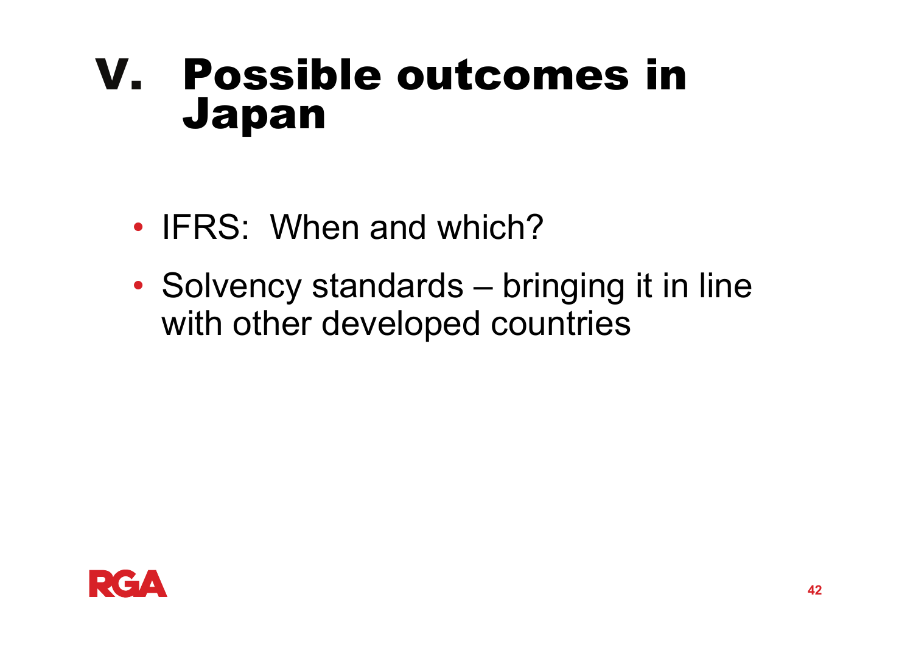# V. Possible outcomes in Japan

- IFRS: When and which?
- Solvency standards – bringing it in line with other developed countries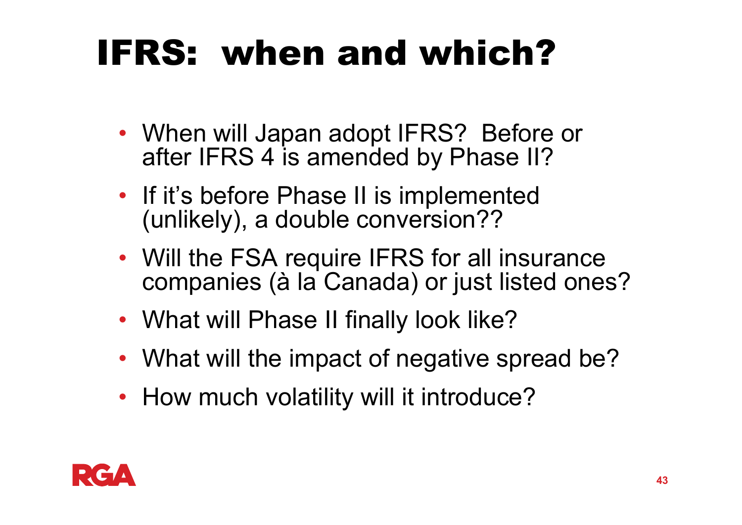# IFRS: when and which?

- When will Japan adopt IFRS? Before or after IFRS 4 is amended by Phase II?
- If it's before Phase II is implemented (unlikely), a double conversion??
- Will the FSA require IFRS for all insurance companies (à la Canada) or just listed ones?
- What will Phase II finally look like?
- What will the impact of negative spread be?
- How much volatility will it introduce?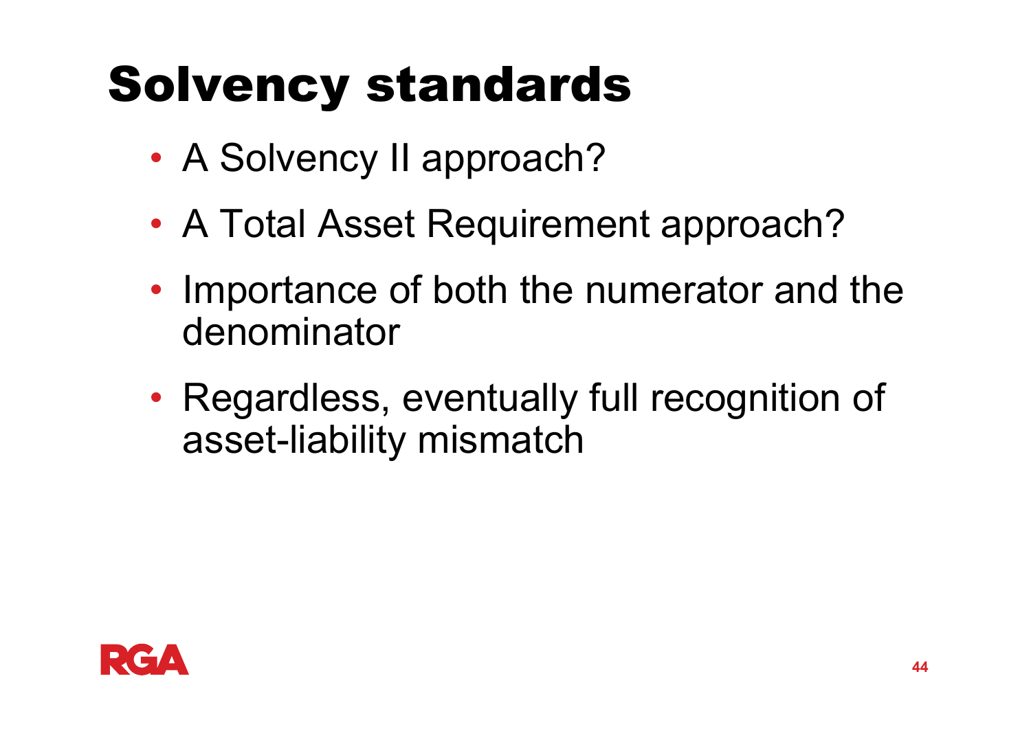# Solvency standards

- A Solvency II approach?
- A Total Asset Requirement approach?
- Importance of both the numerator and the denominator
- Regardless, eventually full recognition of asset-liability mismatch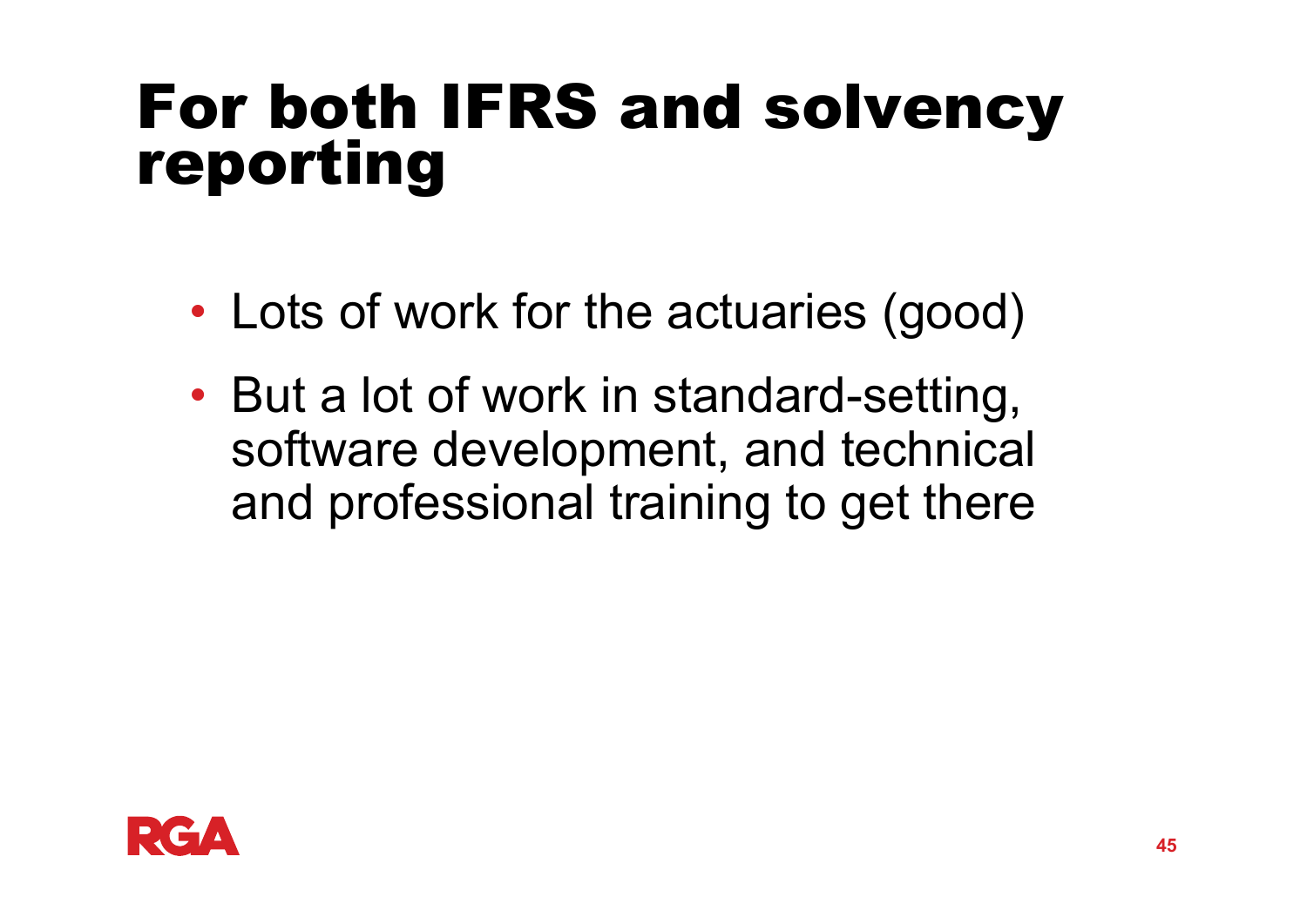# For both IFRS and solvency reporting

- Lots of work for the actuaries (good)
- But a lot of work in standard-setting, software development, and technical and professional training to get there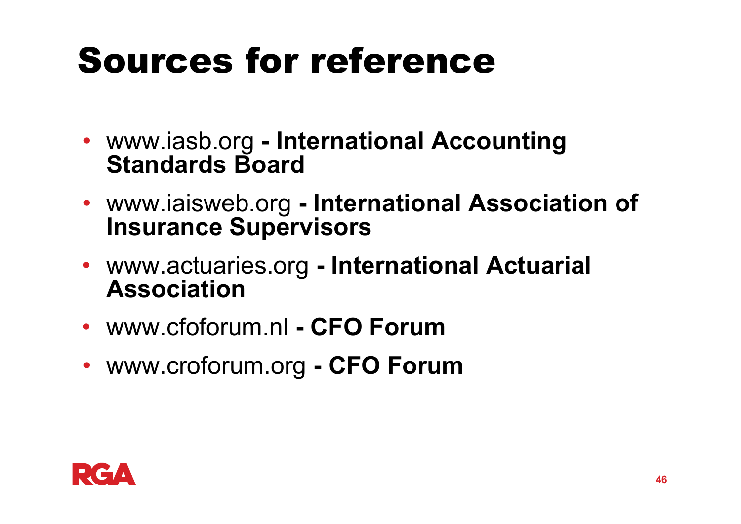# Sources for reference

- www.iasb.org **- International Accounting Standards Board**
- www.iaisweb.org **- International Association of Insurance Supervisors**
- www.actuaries.org **- International Actuarial Association**
- www.cfoforum.nl **- CFO Forum**
- www.croforum.org **- CFO Forum**